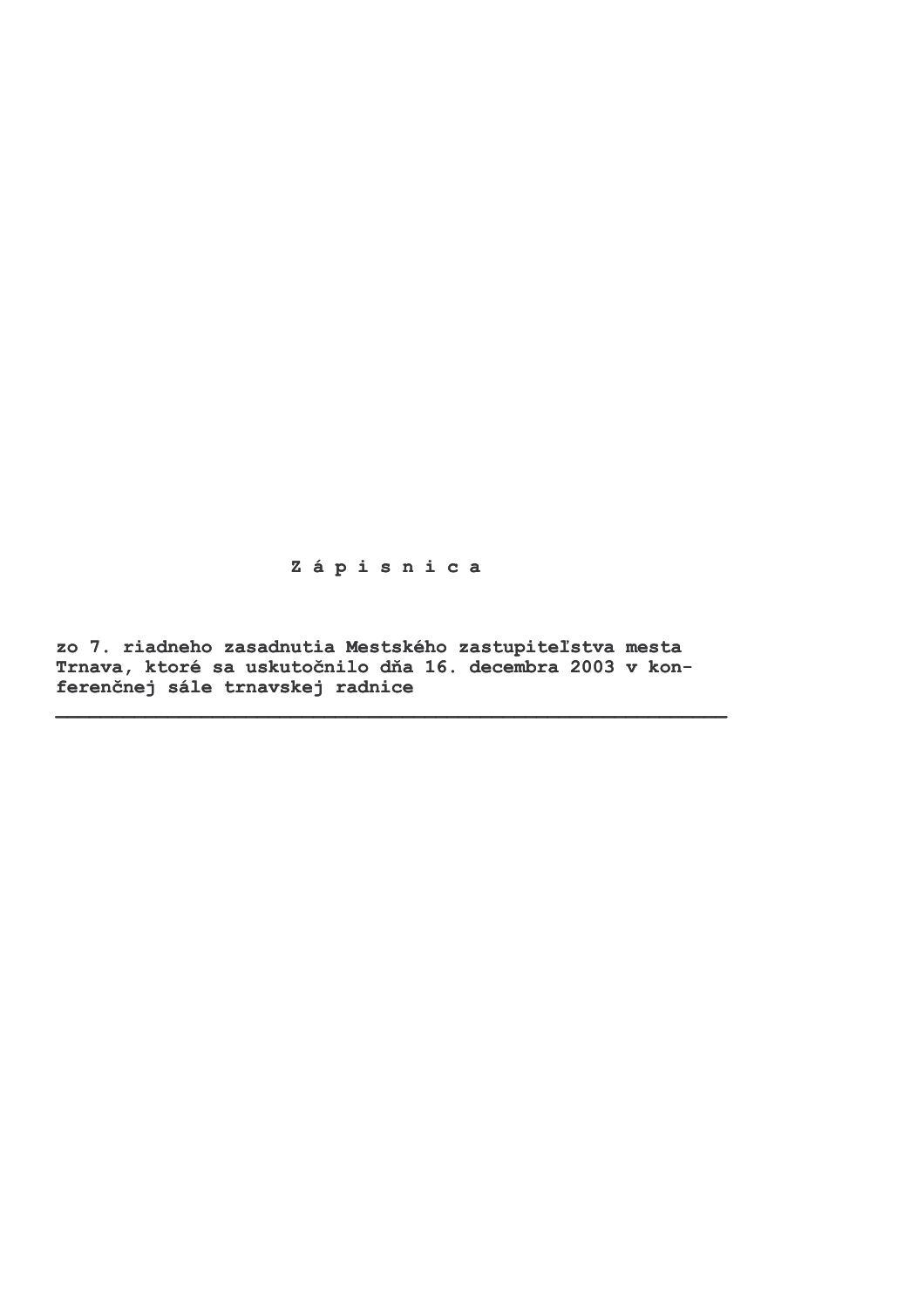# Z á p i s n i c a

**zo 7. riadneho zasadnutia Mestského zastupiteľstva mesta Trnava, ktoré sa uskutočnilo dňa 16. decembra 2003 v konferenčnej sále trnavskej radnice**

---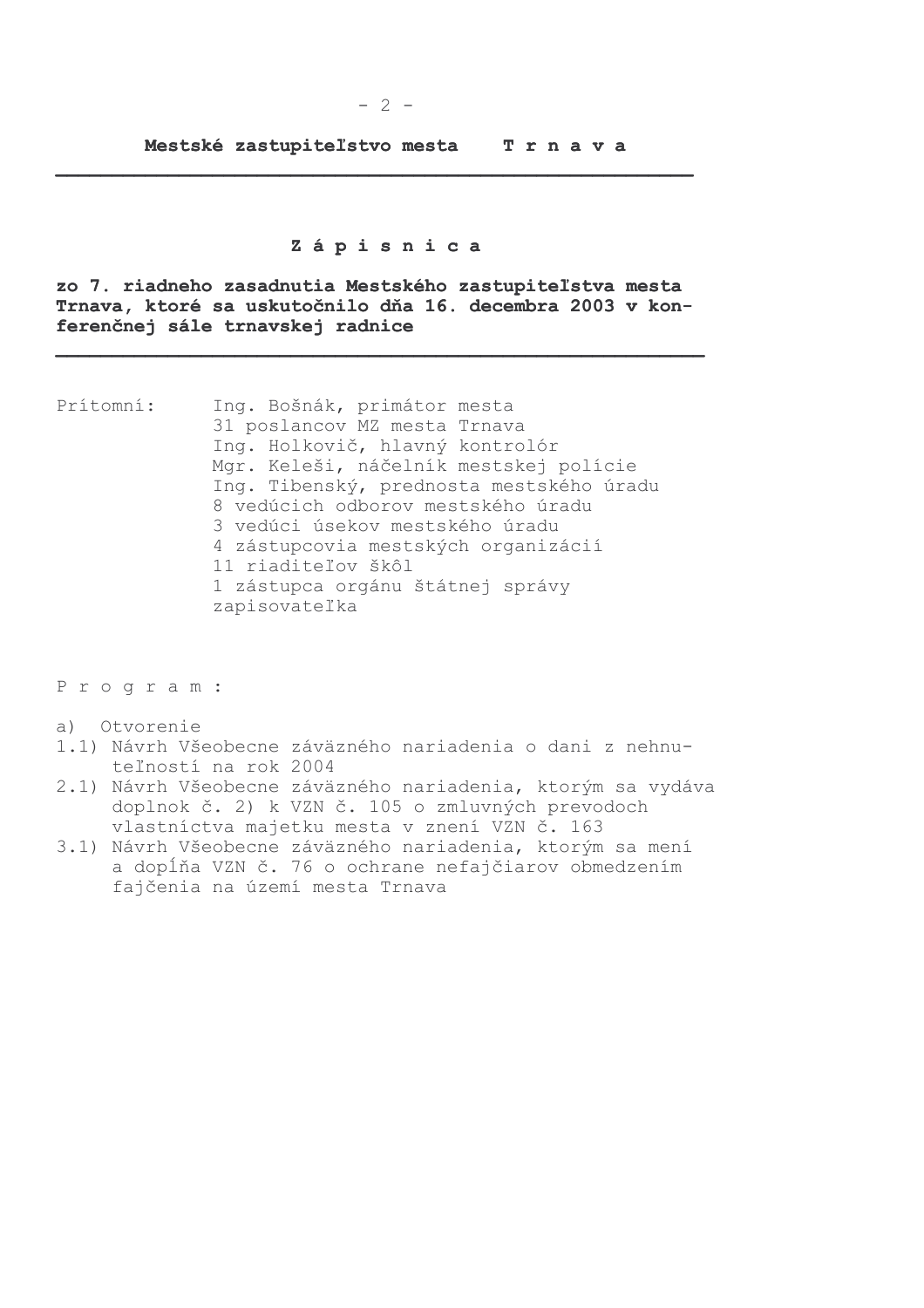**Mestské zastupiteľstvo mesta T r n a v a**

# Z á p i s n i c a

**zo 7. riadneho zasadnutia Mestského zastupiteľstva mesta Trnava, ktoré sa uskutočnilo dňa 16. decembra 2003 v konferenčnej sále trnavskej radnice**

Prítomní: Ing. Bošnák, primátor mesta
31 poslancov MZ mesta Trnava
Ing. Holkovič, hlavný kontrolór
Mgr. Keleši, náčelník mestskej polície
Ing. Tibenský, prednosta mestského úradu
8 vedúcich odborov mestského úradu
3 vedúci úsekov mestského úradu
4 zástupcovia mestských organizácií
11 riaditeľov škôl
1 zástupca orgánu štátnej správy
zapisovateľka

P r o g r a m :

a) Otvorenie
1.1) Návrh Všeobecne záväzného nariadenia o dani z nehnuteľností na rok 2004
2.1) Návrh Všeobecne záväzného nariadenia, ktorým sa vydáva doplnok č. 2) k VZN č. 105 o zmluvných prevodoch vlastníctva majetku mesta v znení VZN č. 163
3.1) Návrh Všeobecne záväzného nariadenia, ktorým sa mení a dopĺňa VZN č. 76 o ochrane nefajčiarov obmedzením fajčenia na území mesta Trnava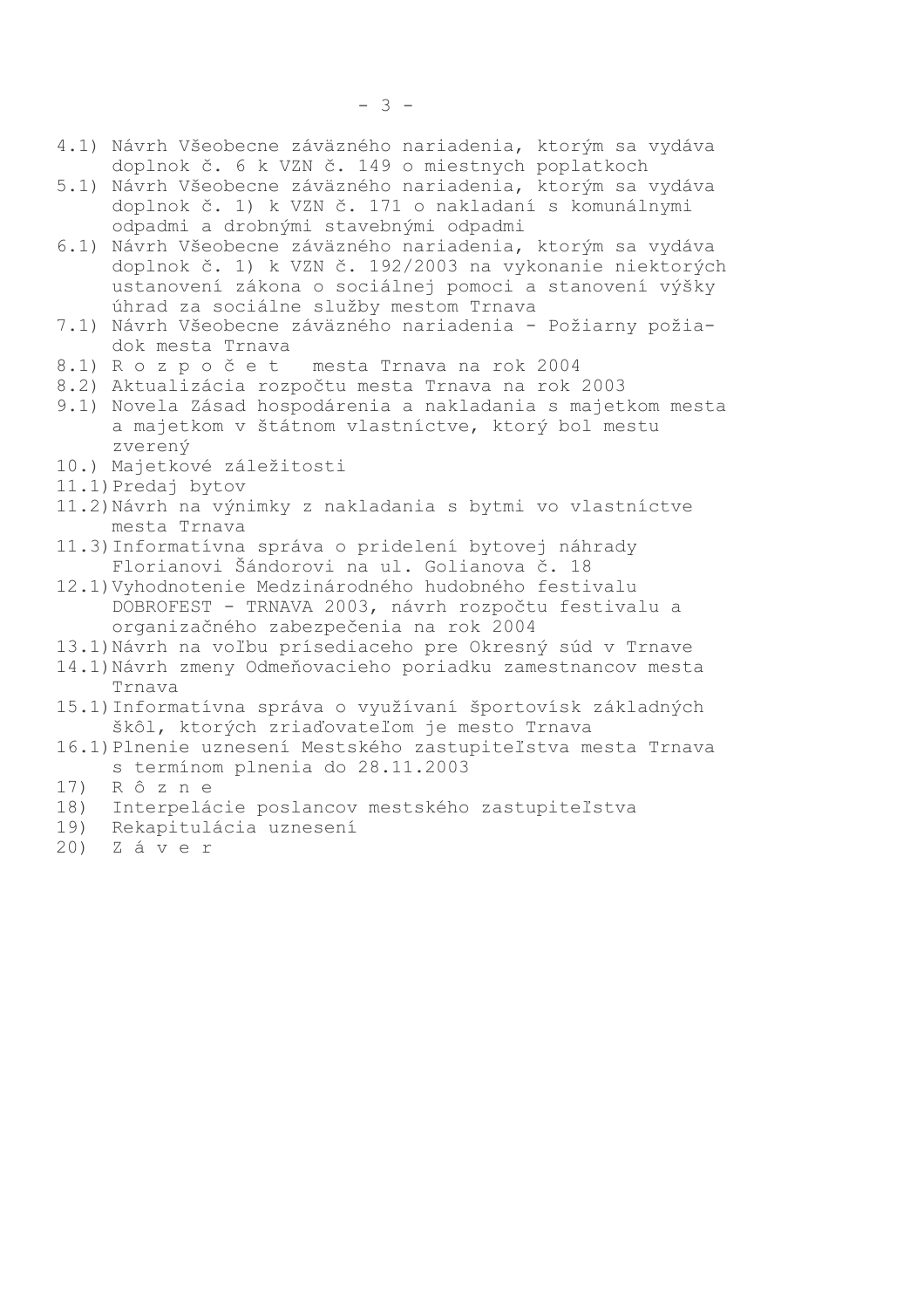4.1) Návrh Všeobecne záväzného nariadenia, ktorým sa vydáva doplnok č. 6 k VZN č. 149 o miestnych poplatkoch

5.1) Návrh Všeobecne záväzného nariadenia, ktorým sa vydáva doplnok č. 1) k VZN č. 171 o nakladaní s komunálnymi odpadmi a drobnými stavebnými odpadmi

6.1) Návrh Všeobecne záväzného nariadenia, ktorým sa vydáva doplnok č. 1) k VZN č. 192/2003 na vykonanie niektorých ustanovení zákona o sociálnej pomoci a stanovení výšky úhrad za sociálne služby mestom Trnava

7.1) Návrh Všeobecne záväzného nariadenia - Požiarny poriadok mesta Trnava

8.1) R o z p o č e t mesta Trnava na rok 2004

8.2) Aktualizácia rozpočtu mesta Trnava na rok 2003

9.1) Novela Zásad hospodárenia a nakladania s majetkom mesta a majetkom v štátnom vlastníctve, ktorý bol mestu zverený

10.) Majetkové záležitosti

11.1) Predaj bytov

11.2) Návrh na výnimky z nakladania s bytmi vo vlastníctve mesta Trnava

11.3) Informatívna správa o pridelení bytovej náhrady Florianovi Šándorovi na ul. Golianova č. 18

12.1) Vyhodnotenie Medzinárodného hudobného festivalu DOBROFEST - TRNAVA 2003, návrh rozpočtu festivalu a organizačného zabezpečenia na rok 2004

13.1) Návrh na voľbu prísediaceho pre Okresný súd v Trnave

14.1) Návrh zmeny Odmeňovacieho poriadku zamestnancov mesta Trnava

15.1) Informatívna správa o využívaní športovísk základných škôl, ktorých zriaďovateľom je mesto Trnava

16.1) Plnenie uznesení Mestského zastupiteľstva mesta Trnava s termínom plnenia do 28.11.2003

17) R ô z n e

18) Interpelácie poslancov mestského zastupiteľstva

19) Rekapitulácia uznesení

20) Z á v e r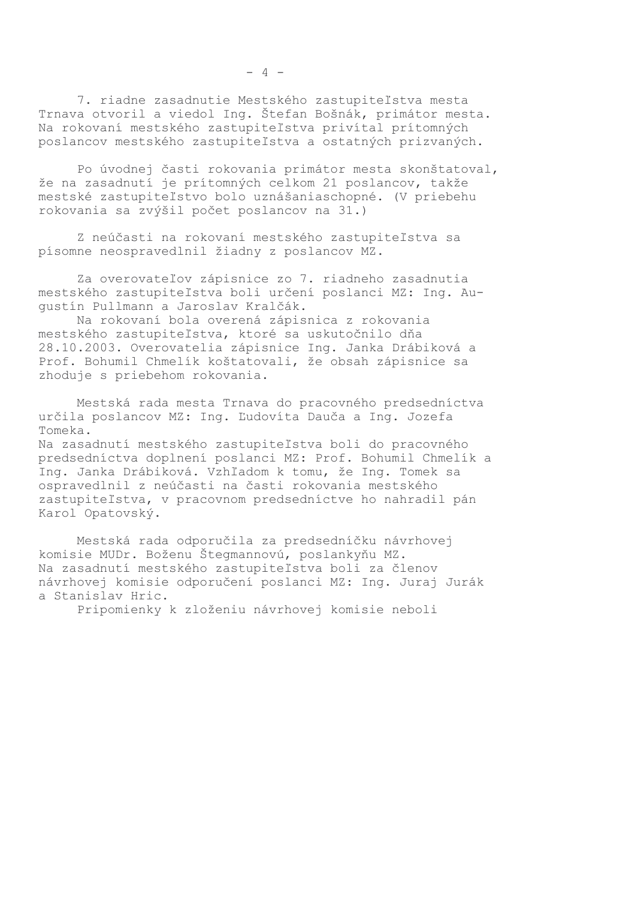7. riadne zasadnutie Mestského zastupiteľstva mesta Trnava otvoril a viedol Ing. Štefan Bošnák, primátor mesta. Na rokovaní mestského zastupiteľstva privítal prítomných poslancov mestského zastupiteľstva a ostatných prizvaných.

Po úvodnej časti rokovania primátor mesta skonštatoval, že na zasadnutí je prítomných celkom 21 poslancov, takže mestské zastupiteľstvo bolo uznášaniaschopné. (V priebehu rokovania sa zvýšil počet poslancov na 31.)

Z neúčasti na rokovaní mestského zastupiteľstva sa písomne neospravedlnil žiadny z poslancov MZ.

Za overovateľov zápisnice zo 7. riadneho zasadnutia mestského zastupiteľstva boli určení poslanci MZ: Ing. Augustín Pullmann a Jaroslav Kralčák.

Na rokovaní bola overená zápisnica z rokovania mestského zastupiteľstva, ktoré sa uskutočnilo dňa 28.10.2003. Overovatelia zápisnice Ing. Janka Drábiková a Prof. Bohumil Chmelík koštatovali, že obsah zápisnice sa zhoduje s priebehom rokovania.

Mestská rada mesta Trnava do pracovného predsedníctva určila poslancov MZ: Ing. Ľudovíta Dauča a Ing. Jozefa Tomeka.
Na zasadnutí mestského zastupiteľstva boli do pracovného predsedníctva doplnení poslanci MZ: Prof. Bohumil Chmelík a Ing. Janka Drábiková. Vzhľadom k tomu, že Ing. Tomek sa ospravedlnil z neúčasti na časti rokovania mestského zastupiteľstva, v pracovnom predsedníctve ho nahradil pán Karol Opatovský.

Mestská rada odporučila za predsedníčku návrhovej komisie MUDr. Boženu Štegmannovú, poslankyňu MZ.
Na zasadnutí mestského zastupiteľstva boli za členov návrhovej komisie odporučení poslanci MZ: Ing. Juraj Jurák a Stanislav Hric.

Pripomienky k zloženiu návrhovej komisie neboli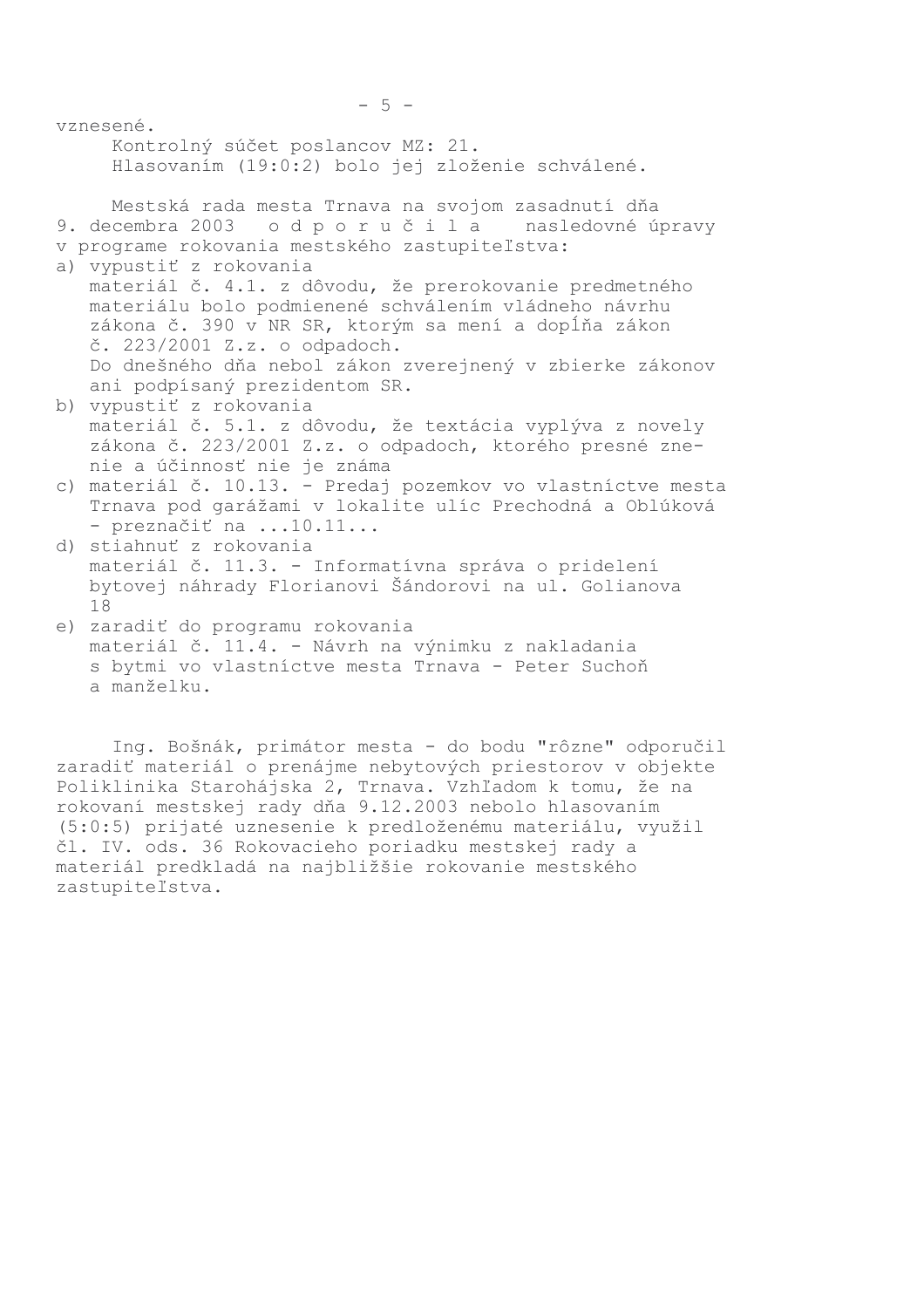vznesené.

Kontrolný súčet poslancov MZ: 21.
Hlasovaním (19:0:2) bolo jej zloženie schválené.

Mestská rada mesta Trnava na svojom zasadnutí dňa 9. decembra 2003 o d p o r u č i l a nasledovné úpravy v programe rokovania mestského zastupiteľstva:

a) vypustiť z rokovania
   materiál č. 4.1. z dôvodu, že prerokovanie predmetného materiálu bolo podmienené schválením vládneho návrhu zákona č. 390 v NR SR, ktorým sa mení a dopĺňa zákon č. 223/2001 Z.z. o odpadoch.
   Do dnešného dňa nebol zákon zverejnený v zbierke zákonov ani podpísaný prezidentom SR.
b) vypustiť z rokovania
   materiál č. 5.1. z dôvodu, že textácia vyplýva z novely zákona č. 223/2001 Z.z. o odpadoch, ktorého presné znenie a účinnosť nie je známa
c) materiál č. 10.13. - Predaj pozemkov vo vlastníctve mesta Trnava pod garážami v lokalite ulíc Prechodná a Oblúková - preznačiť na ...10.11...
d) stiahnuť z rokovania
   materiál č. 11.3. - Informatívna správa o pridelení bytovej náhrady Florianovi Šándorovi na ul. Golianova 18
e) zaradiť do programu rokovania
   materiál č. 11.4. - Návrh na výnimku z nakladania s bytmi vo vlastníctve mesta Trnava - Peter Suchoň a manželku.

Ing. Bošnák, primátor mesta - do bodu "rôzne" odporučil zaradiť materiál o prenájme nebytových priestorov v objekte Poliklinika Starohájska 2, Trnava. Vzhľadom k tomu, že na rokovaní mestskej rady dňa 9.12.2003 nebolo hlasovaním (5:0:5) prijaté uznesenie k predloženému materiálu, využil čl. IV. ods. 36 Rokovacieho poriadku mestskej rady a materiál predkladá na najbližšie rokovanie mestského zastupiteľstva.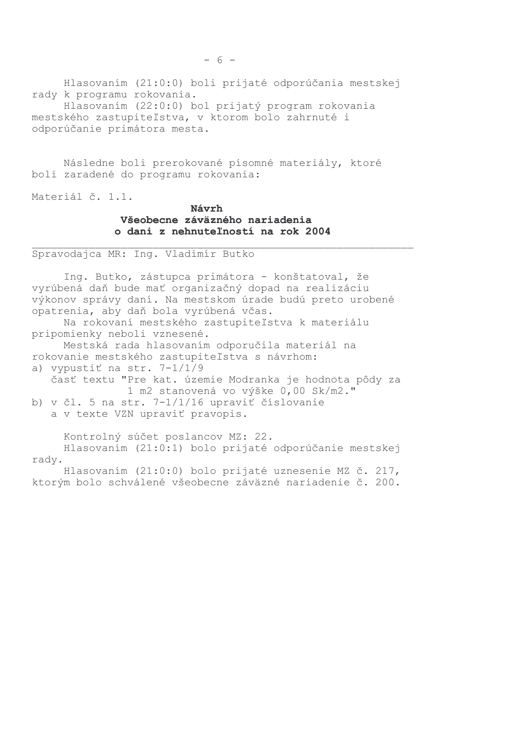Hlasovaním (21:0:0) boli prijaté odporúčania mestskej rady k programu rokovania.

Hlasovaním (22:0:0) bol prijatý program rokovania mestského zastupiteľstva, v ktorom bolo zahrnuté i odporúčanie primátora mesta.

Následne boli prerokované písomné materiály, ktoré boli zaradené do programu rokovania:

Materiál č. 1.1.

**Návrh**
**Všeobecne záväzného nariadenia**
**o dani z nehnuteľností na rok 2004**

---

Spravodajca MR: Ing. Vladimír Butko

Ing. Butko, zástupca primátora - konštatoval, že vyrúbená daň bude mať organizačný dopad na realizáciu výkonov správy daní. Na mestskom úrade budú preto urobené opatrenia, aby daň bola vyrúbená včas.

Na rokovaní mestského zastupiteľstva k materiálu pripomienky neboli vznesené.

Mestská rada hlasovaním odporučila materiál na rokovanie mestského zastupiteľstva s návrhom:

a) vypustiť na str. 7-1/1/9
   časť textu "Pre kat. územie Modranka je hodnota pôdy za 1 m2 stanovená vo výške 0,00 Sk/m2."
b) v čl. 5 na str. 7-1/1/16 upraviť číslovanie a v texte VZN upraviť pravopis.

Kontrolný súčet poslancov MZ: 22.

Hlasovaním (21:0:1) bolo prijaté odporúčanie mestskej rady.

Hlasovaním (21:0:0) bolo prijaté uznesenie MZ č. 217, ktorým bolo schválené všeobecne záväzné nariadenie č. 200.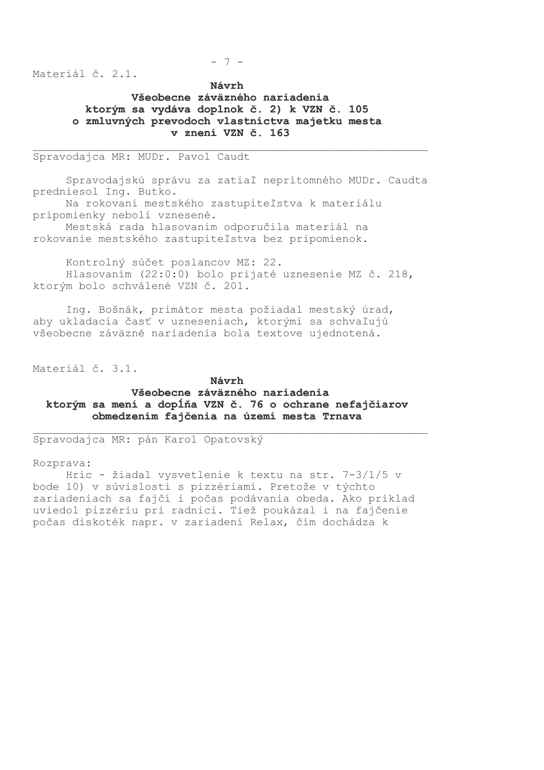Materiál č. 2.1.

**Návrh**
**Všeobecne záväzného nariadenia**
**ktorým sa vydáva doplnok č. 2) k VZN č. 105**
**o zmluvných prevodoch vlastníctva majetku mesta**
**v znení VZN č. 163**

---

Spravodajca MR: MUDr. Pavol Caudt

Spravodajskú správu za zatiaľ neprítomného MUDr. Caudta predniesol Ing. Butko.

Na rokovaní mestského zastupiteľstva k materiálu pripomienky neboli vznesené.

Mestská rada hlasovaním odporučila materiál na rokovanie mestského zastupiteľstva bez pripomienok.

Kontrolný súčet poslancov MZ: 22.

Hlasovaním (22:0:0) bolo prijaté uznesenie MZ č. 218, ktorým bolo schválené VZN č. 201.

Ing. Bošnák, primátor mesta požiadal mestský úrad, aby ukladacia časť v uzneseniach, ktorými sa schvaľujú všeobecne záväzné nariadenia bola textove ujednotená.

Materiál č. 3.1.

**Návrh**
**Všeobecne záväzného nariadenia**
**ktorým sa mení a dopĺňa VZN č. 76 o ochrane nefajčiarov obmedzením fajčenia na území mesta Trnava**

---

Spravodajca MR: pán Karol Opatovský

Rozprava:

Hric - žiadal vysvetlenie k textu na str. 7-3/1/5 v bode 10) v súvislosti s pizzériami. Pretože v týchto zariadeniach sa fajčí i počas podávania obeda. Ako príklad uviedol pizzériu pri radnici. Tiež poukázal i na fajčenie počas diskoték napr. v zariadení Relax, čím dochádza k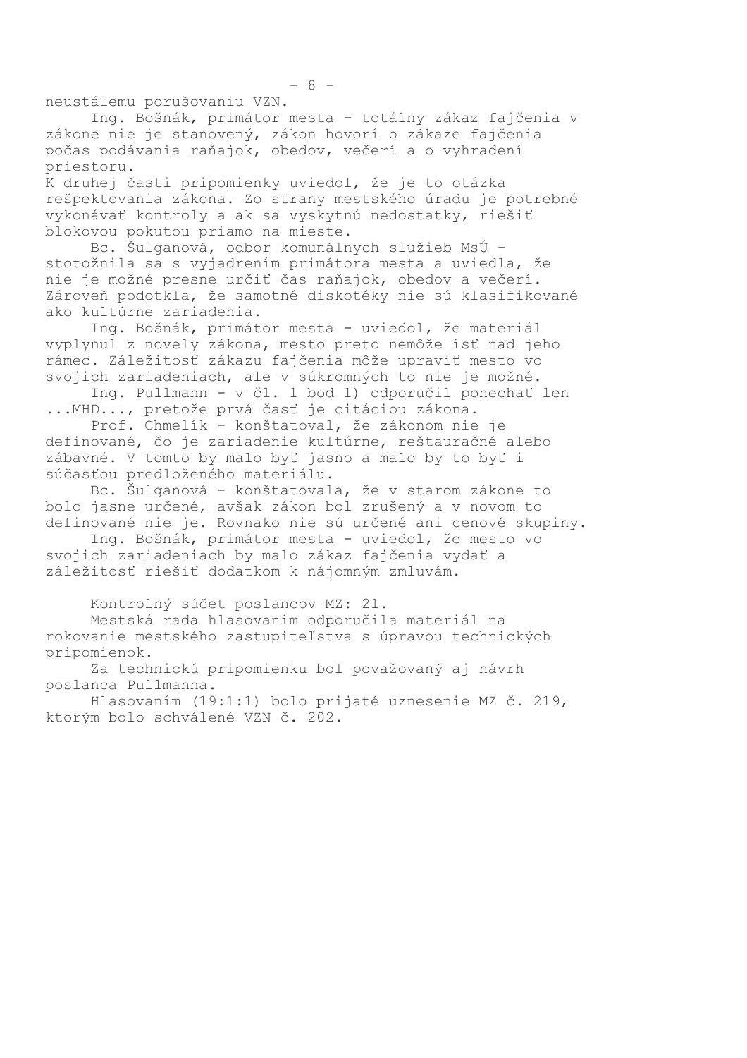neustálemu porušovaniu VZN.

Ing. Bošnák, primátor mesta - totálny zákaz fajčenia v zákone nie je stanovený, zákon hovorí o zákaze fajčenia počas podávania raňajok, obedov, večerí a o vyhradení priestoru.

K druhej časti pripomienky uviedol, že je to otázka rešpektovania zákona. Zo strany mestského úradu je potrebné vykonávať kontroly a ak sa vyskytnú nedostatky, riešiť blokovou pokutou priamo na mieste.

Bc. Šulganová, odbor komunálnych služieb MsÚ - stotožnila sa s vyjadrením primátora mesta a uviedla, že nie je možné presne určiť čas raňajok, obedov a večerí. Zároveň podotkla, že samotné diskotéky nie sú klasifikované ako kultúrne zariadenia.

Ing. Bošnák, primátor mesta - uviedol, že materiál vyplynul z novely zákona, mesto preto nemôže ísť nad jeho rámec. Záležitosť zákazu fajčenia môže upraviť mesto vo svojich zariadeniach, ale v súkromných to nie je možné.

Ing. Pullmann - v čl. 1 bod 1) odporučil ponechať len ...MHD..., pretože prvá časť je citáciou zákona.

Prof. Chmelík - konštatoval, že zákonom nie je definované, čo je zariadenie kultúrne, reštauračné alebo zábavné. V tomto by malo byť jasno a malo by to byť i súčasťou predloženého materiálu.

Bc. Šulganová - konštatovala, že v starom zákone to bolo jasne určené, avšak zákon bol zrušený a v novom to definované nie je. Rovnako nie sú určené ani cenové skupiny.

Ing. Bošnák, primátor mesta - uviedol, že mesto vo svojich zariadeniach by malo zákaz fajčenia vydať a záležitosť riešiť dodatkom k nájomným zmluvám.

Kontrolný súčet poslancov MZ: 21.

Mestská rada hlasovaním odporučila materiál na rokovanie mestského zastupiteľstva s úpravou technických pripomienok.

Za technickú pripomienku bol považovaný aj návrh poslanca Pullmanna.

Hlasovaním (19:1:1) bolo prijaté uznesenie MZ č. 219, ktorým bolo schválené VZN č. 202.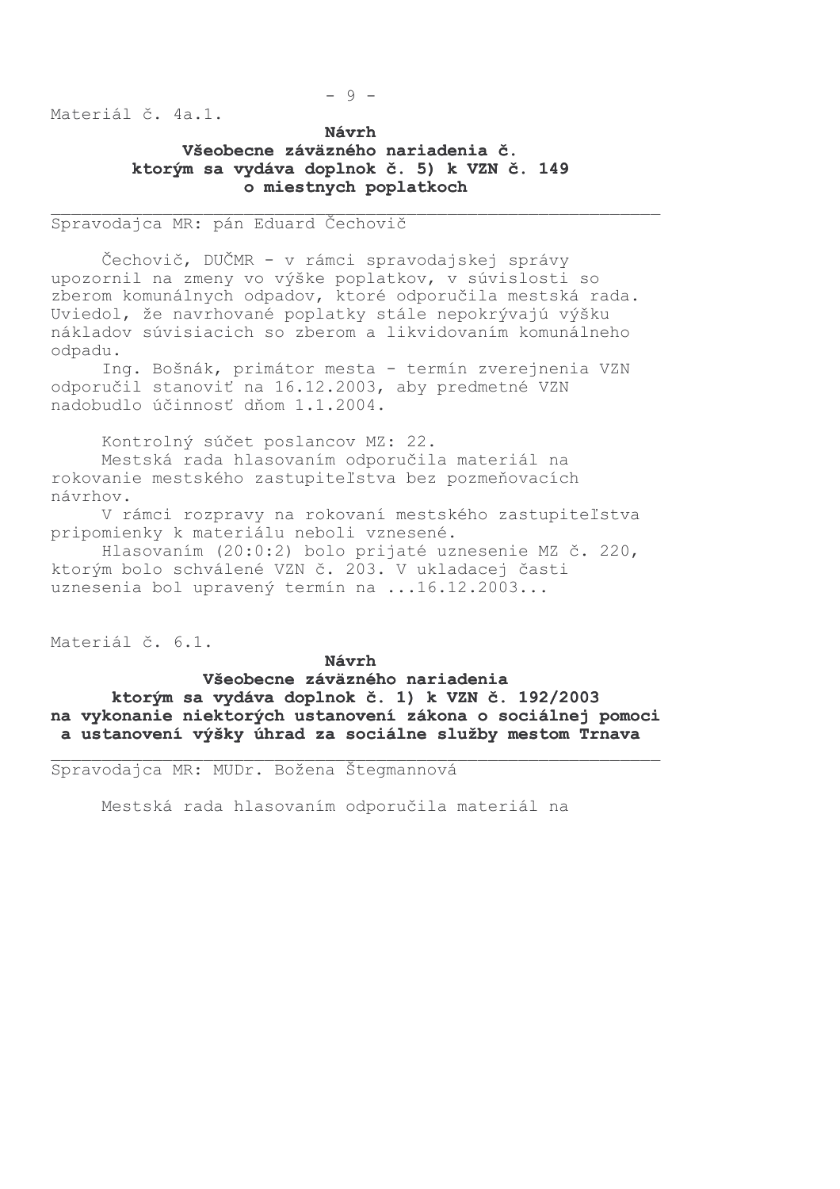Materiál č. 4a.1.

**Návrh**
**Všeobecne záväzného nariadenia č.**
**ktorým sa vydáva doplnok č. 5) k VZN č. 149**
**o miestnych poplatkoch**

---

Spravodajca MR: pán Eduard Čechovič

Čechovič, DUČMR - v rámci spravodajskej správy upozornil na zmeny vo výške poplatkov, v súvislosti so zberom komunálnych odpadov, ktoré odporučila mestská rada. Uviedol, že navrhované poplatky stále nepokrývajú výšku nákladov súvisiacich so zberom a likvidovaním komunálneho odpadu.

Ing. Bošnák, primátor mesta - termín zverejnenia VZN odporučil stanoviť na 16.12.2003, aby predmetné VZN nadobudlo účinnosť dňom 1.1.2004.

Kontrolný súčet poslancov MZ: 22.

Mestská rada hlasovaním odporučila materiál na rokovanie mestského zastupiteľstva bez pozmeňovacích návrhov.

V rámci rozpravy na rokovaní mestského zastupiteľstva pripomienky k materiálu neboli vznesené.

Hlasovaním (20:0:2) bolo prijaté uznesenie MZ č. 220, ktorým bolo schválené VZN č. 203. V ukladacej časti uznesenia bol upravený termín na ...16.12.2003...

Materiál č. 6.1.

**Návrh**
**Všeobecne záväzného nariadenia**
**ktorým sa vydáva doplnok č. 1) k VZN č. 192/2003**
**na vykonanie niektorých ustanovení zákona o sociálnej pomoci**
**a ustanovení výšky úhrad za sociálne služby mestom Trnava**

---

Spravodajca MR: MUDr. Božena Štegmannová

Mestská rada hlasovaním odporučila materiál na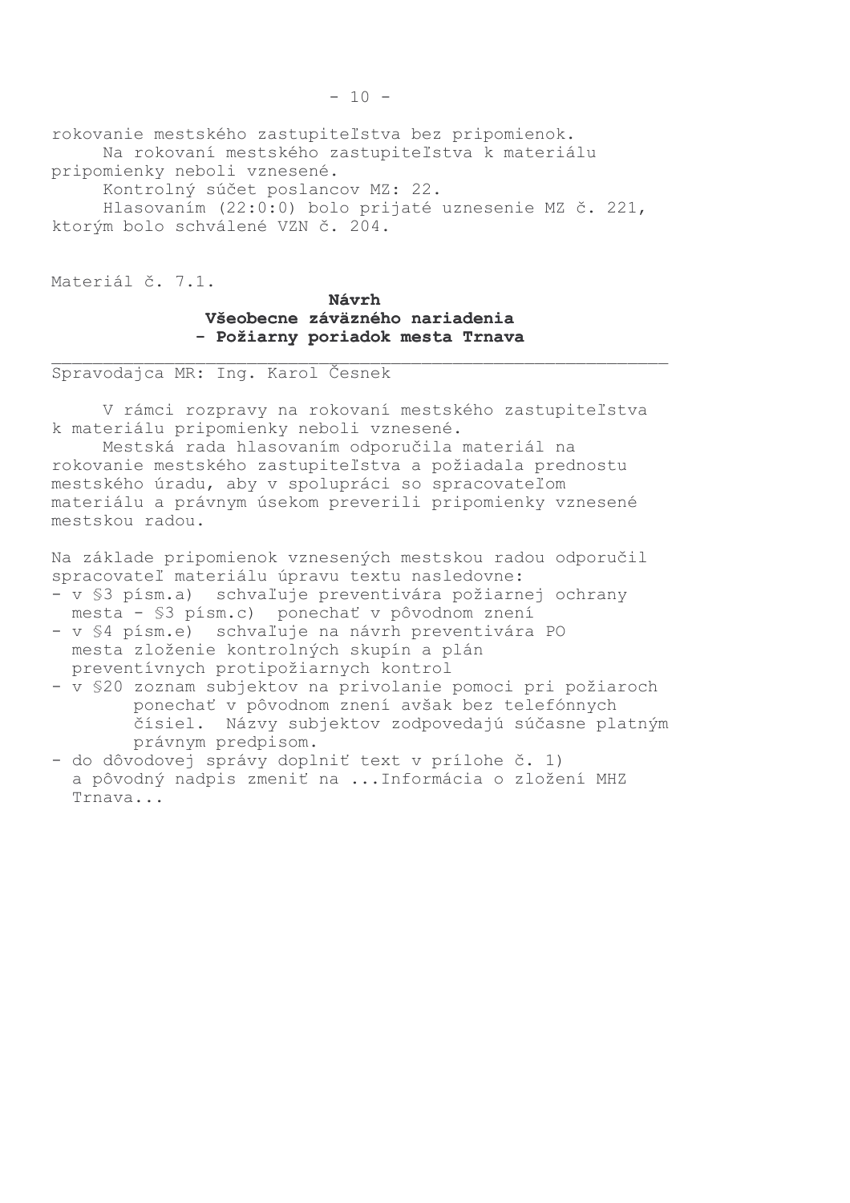rokovanie mestského zastupiteľstva bez pripomienok.

Na rokovaní mestského zastupiteľstva k materiálu pripomienky neboli vznesené.

Kontrolný súčet poslancov MZ: 22.

Hlasovaním (22:0:0) bolo prijaté uznesenie MZ č. 221, ktorým bolo schválené VZN č. 204.

Materiál č. 7.1.

**Návrh**
**Všeobecne záväzného nariadenia**
**- Požiarny poriadok mesta Trnava**

---

Spravodajca MR: Ing. Karol Česnek

V rámci rozpravy na rokovaní mestského zastupiteľstva k materiálu pripomienky neboli vznesené.

Mestská rada hlasovaním odporučila materiál na rokovanie mestského zastupiteľstva a požiadala prednostu mestského úradu, aby v spolupráci so spracovateľom materiálu a právnym úsekom preverili pripomienky vznesené mestskou radou.

Na základe pripomienok vznesených mestskou radou odporučil spracovateľ materiálu úpravu textu nasledovne:

- v §3 písm.a) schvaľuje preventivára požiarnej ochrany mesta - §3 písm.c) ponechať v pôvodnom znení
- v §4 písm.e) schvaľuje na návrh preventivára PO mesta zloženie kontrolných skupín a plán preventívnych protipožiarnych kontrol
- v §20 zoznam subjektov na privolanie pomoci pri požiaroch ponechať v pôvodnom znení avšak bez telefónnych čísiel. Názvy subjektov zodpovedajú súčasne platným právnym predpisom.
- do dôvodovej správy doplniť text v prílohe č. 1) a pôvodný nadpis zmeniť na ...Informácia o zložení MHZ Trnava...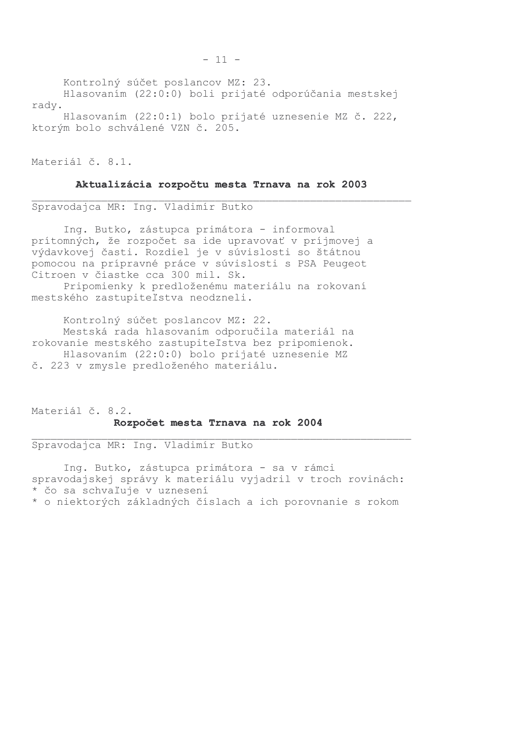Kontrolný súčet poslancov MZ: 23.

Hlasovaním (22:0:0) boli prijaté odporúčania mestskej rady.

Hlasovaním (22:0:1) bolo prijaté uznesenie MZ č. 222, ktorým bolo schválené VZN č. 205.

Materiál č. 8.1.

**Aktualizácia rozpočtu mesta Trnava na rok 2003**

Spravodajca MR: Ing. Vladimír Butko

Ing. Butko, zástupca primátora - informoval prítomných, že rozpočet sa ide upravovať v príjmovej a výdavkovej časti. Rozdiel je v súvislosti so štátnou pomocou na prípravné práce v súvislosti s PSA Peugeot Citroen v čiastke cca 300 mil. Sk.

Pripomienky k predloženému materiálu na rokovaní mestského zastupiteľstva neodzneli.

Kontrolný súčet poslancov MZ: 22.

Mestská rada hlasovaním odporučila materiál na rokovanie mestského zastupiteľstva bez pripomienok.

Hlasovaním (22:0:0) bolo prijaté uznesenie MZ č. 223 v zmysle predloženého materiálu.

Materiál č. 8.2.

**Rozpočet mesta Trnava na rok 2004**

Spravodajca MR: Ing. Vladimír Butko

Ing. Butko, zástupca primátora - sa v rámci spravodajskej správy k materiálu vyjadril v troch rovinách:

* čo sa schvaľuje v uznesení
* o niektorých základných číslach a ich porovnanie s rokom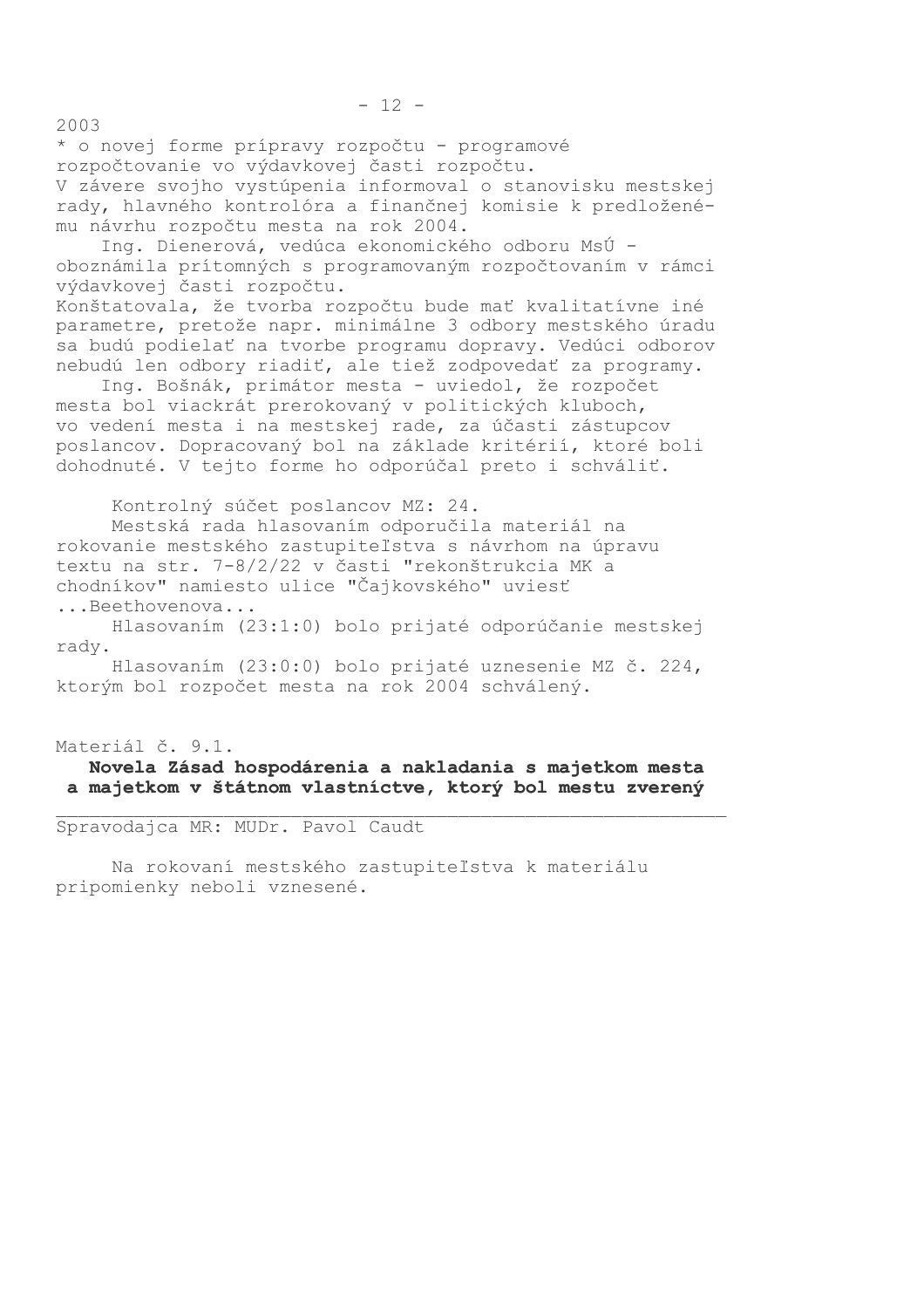2003
* o novej forme prípravy rozpočtu - programové rozpočtovanie vo výdavkovej časti rozpočtu.
V závere svojho vystúpenia informoval o stanovisku mestskej rady, hlavného kontrolóra a finančnej komisie k predloženému návrhu rozpočtu mesta na rok 2004.

Ing. Dienerová, vedúca ekonomického odboru MsÚ - oboznámila prítomných s programovaným rozpočtovaním v rámci výdavkovej časti rozpočtu.
Konštatovala, že tvorba rozpočtu bude mať kvalitatívne iné parametre, pretože napr. minimálne 3 odbory mestského úradu sa budú podielať na tvorbe programu dopravy. Vedúci odborov nebudú len odbory riadiť, ale tiež zodpovedať za programy.

Ing. Bošnák, primátor mesta - uviedol, že rozpočet mesta bol viackrát prerokovaný v politických kluboch, vo vedení mesta i na mestskej rade, za účasti zástupcov poslancov. Dopracovaný bol na základe kritérií, ktoré boli dohodnuté. V tejto forme ho odporúčal preto i schváliť.

Kontrolný súčet poslancov MZ: 24.

Mestská rada hlasovaním odporučila materiál na rokovanie mestského zastupiteľstva s návrhom na úpravu textu na str. 7-8/2/22 v časti "rekonštrukcia MK a chodníkov" namiesto ulice "Čajkovského" uviesť ...Beethovenova...

Hlasovaním (23:1:0) bolo prijaté odporúčanie mestskej rady.

Hlasovaním (23:0:0) bolo prijaté uznesenie MZ č. 224, ktorým bol rozpočet mesta na rok 2004 schválený.

Materiál č. 9.1.

**Novela Zásad hospodárenia a nakladania s majetkom mesta a majetkom v štátnom vlastníctve, ktorý bol mestu zverený**

Spravodajca MR: MUDr. Pavol Caudt

Na rokovaní mestského zastupiteľstva k materiálu pripomienky neboli vznesené.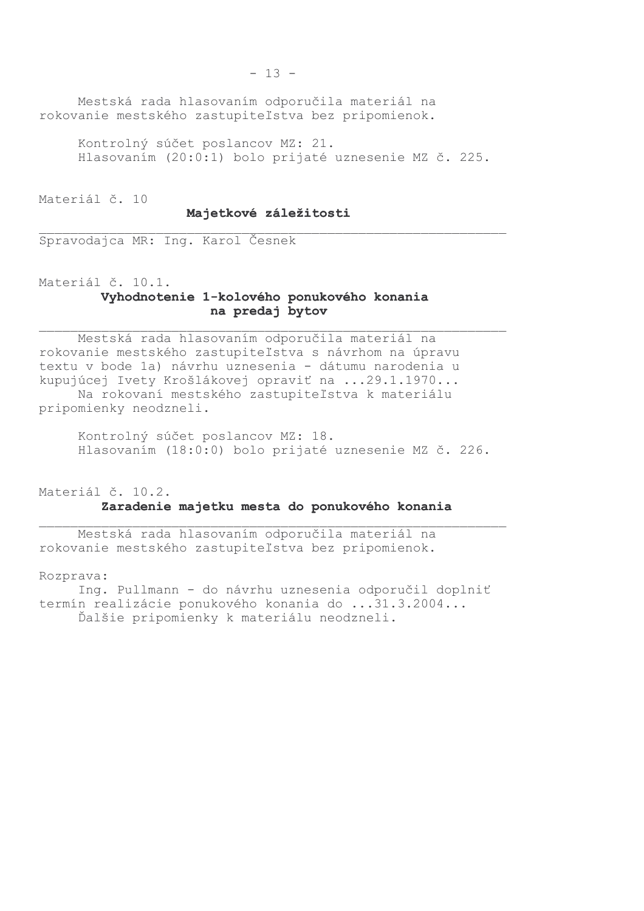Mestská rada hlasovaním odporučila materiál na rokovanie mestského zastupiteľstva bez pripomienok.

Kontrolný súčet poslancov MZ: 21.
Hlasovaním (20:0:1) bolo prijaté uznesenie MZ č. 225.

Materiál č. 10

**Majetkové záležitosti**

---

Spravodajca MR: Ing. Karol Česnek

Materiál č. 10.1.

**Vyhodnotenie 1-kolového ponukového konania na predaj bytov**

---

Mestská rada hlasovaním odporučila materiál na rokovanie mestského zastupiteľstva s návrhom na úpravu textu v bode 1a) návrhu uznesenia - dátumu narodenia u kupujúcej Ivety Krošlákovej opraviť na ...29.1.1970...

Na rokovaní mestského zastupiteľstva k materiálu pripomienky neodzneli.

Kontrolný súčet poslancov MZ: 18.
Hlasovaním (18:0:0) bolo prijaté uznesenie MZ č. 226.

Materiál č. 10.2.

**Zaradenie majetku mesta do ponukového konania**

---

Mestská rada hlasovaním odporučila materiál na rokovanie mestského zastupiteľstva bez pripomienok.

Rozprava:

Ing. Pullmann - do návrhu uznesenia odporučil doplniť termín realizácie ponukového konania do ...31.3.2004...

Ďalšie pripomienky k materiálu neodzneli.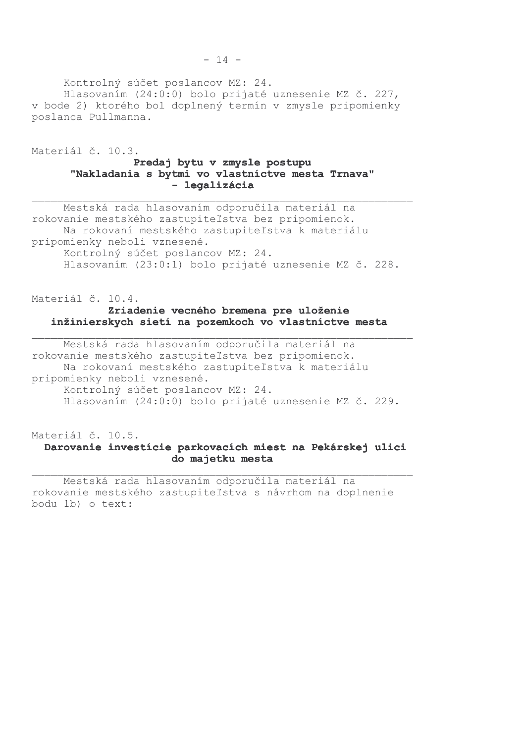Kontrolný súčet poslancov MZ: 24.
Hlasovaním (24:0:0) bolo prijaté uznesenie MZ č. 227, v bode 2) ktorého bol doplnený termín v zmysle pripomienky poslanca Pullmanna.

Materiál č. 10.3.

**Predaj bytu v zmysle postupu "Nakladania s bytmi vo vlastníctve mesta Trnava" - legalizácia**

---

Mestská rada hlasovaním odporučila materiál na rokovanie mestského zastupiteľstva bez pripomienok.
Na rokovaní mestského zastupiteľstva k materiálu pripomienky neboli vznesené.
Kontrolný súčet poslancov MZ: 24.
Hlasovaním (23:0:1) bolo prijaté uznesenie MZ č. 228.

Materiál č. 10.4.

**Zriadenie vecného bremena pre uloženie inžinierskych sietí na pozemkoch vo vlastníctve mesta**

---

Mestská rada hlasovaním odporučila materiál na rokovanie mestského zastupiteľstva bez pripomienok.
Na rokovaní mestského zastupiteľstva k materiálu pripomienky neboli vznesené.
Kontrolný súčet poslancov MZ: 24.
Hlasovaním (24:0:0) bolo prijaté uznesenie MZ č. 229.

Materiál č. 10.5.

**Darovanie investície parkovacích miest na Pekárskej ulici do majetku mesta**

---

Mestská rada hlasovaním odporučila materiál na rokovanie mestského zastupiteľstva s návrhom na doplnenie bodu 1b) o text: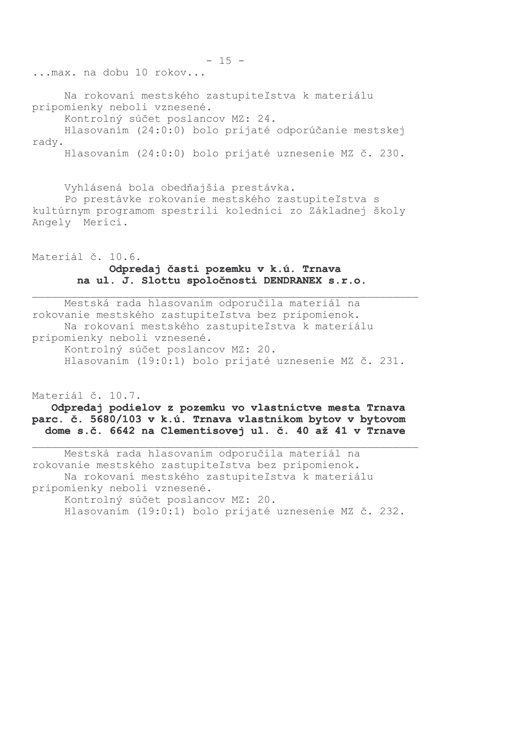...max. na dobu 10 rokov...

Na rokovaní mestského zastupiteľstva k materiálu pripomienky neboli vznesené.
Kontrolný súčet poslancov MZ: 24.
Hlasovaním (24:0:0) bolo prijaté odporúčanie mestskej rady.
Hlasovaním (24:0:0) bolo prijaté uznesenie MZ č. 230.

Vyhlásená bola obedňajšia prestávka.
Po prestávke rokovanie mestského zastupiteľstva s kultúrnym programom spestrili koledníci zo Základnej školy Angely Merici.

Materiál č. 10.6.

**Odpredaj časti pozemku v k.ú. Trnava na ul. J. Slottu spoločnosti DENDRANEX s.r.o.**

---

Mestská rada hlasovaním odporučila materiál na rokovanie mestského zastupiteľstva bez pripomienok.
Na rokovaní mestského zastupiteľstva k materiálu pripomienky neboli vznesené.
Kontrolný súčet poslancov MZ: 20.
Hlasovaním (19:0:1) bolo prijaté uznesenie MZ č. 231.

Materiál č. 10.7.

**Odpredaj podielov z pozemku vo vlastníctve mesta Trnava parc. č. 5680/103 v k.ú. Trnava vlastníkom bytov v bytovom dome s.č. 6642 na Clementisovej ul. č. 40 až 41 v Trnave**

---

Mestská rada hlasovaním odporučila materiál na rokovanie mestského zastupiteľstva bez pripomienok.
Na rokovaní mestského zastupiteľstva k materiálu pripomienky neboli vznesené.
Kontrolný súčet poslancov MZ: 20.
Hlasovaním (19:0:1) bolo prijaté uznesenie MZ č. 232.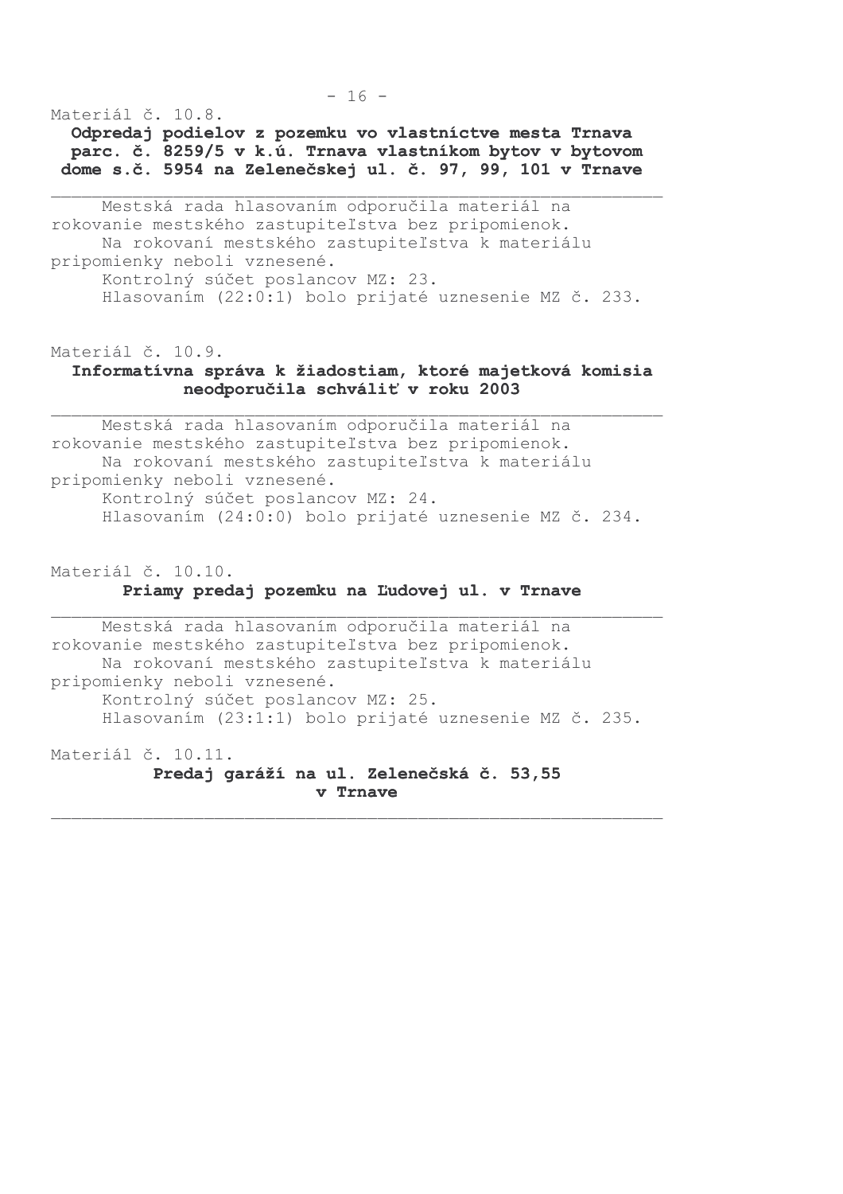Materiál č. 10.8.

**Odpredaj podielov z pozemku vo vlastníctve mesta Trnava parc. č. 8259/5 v k.ú. Trnava vlastníkom bytov v bytovom dome s.č. 5954 na Zelenečskej ul. č. 97, 99, 101 v Trnave**

---

Mestská rada hlasovaním odporučila materiál na rokovanie mestského zastupiteľstva bez pripomienok.

Na rokovaní mestského zastupiteľstva k materiálu pripomienky neboli vznesené.

Kontrolný súčet poslancov MZ: 23.

Hlasovaním (22:0:1) bolo prijaté uznesenie MZ č. 233.

Materiál č. 10.9.

**Informatívna správa k žiadostiam, ktoré majetková komisia neodporučila schváliť v roku 2003**

---

Mestská rada hlasovaním odporučila materiál na rokovanie mestského zastupiteľstva bez pripomienok.

Na rokovaní mestského zastupiteľstva k materiálu pripomienky neboli vznesené.

Kontrolný súčet poslancov MZ: 24.

Hlasovaním (24:0:0) bolo prijaté uznesenie MZ č. 234.

Materiál č. 10.10.

**Priamy predaj pozemku na Ľudovej ul. v Trnave**

---

Mestská rada hlasovaním odporučila materiál na rokovanie mestského zastupiteľstva bez pripomienok.

Na rokovaní mestského zastupiteľstva k materiálu pripomienky neboli vznesené.

Kontrolný súčet poslancov MZ: 25.

Hlasovaním (23:1:1) bolo prijaté uznesenie MZ č. 235.

Materiál č. 10.11.

**Predaj garáží na ul. Zelenečská č. 53,55 v Trnave**

---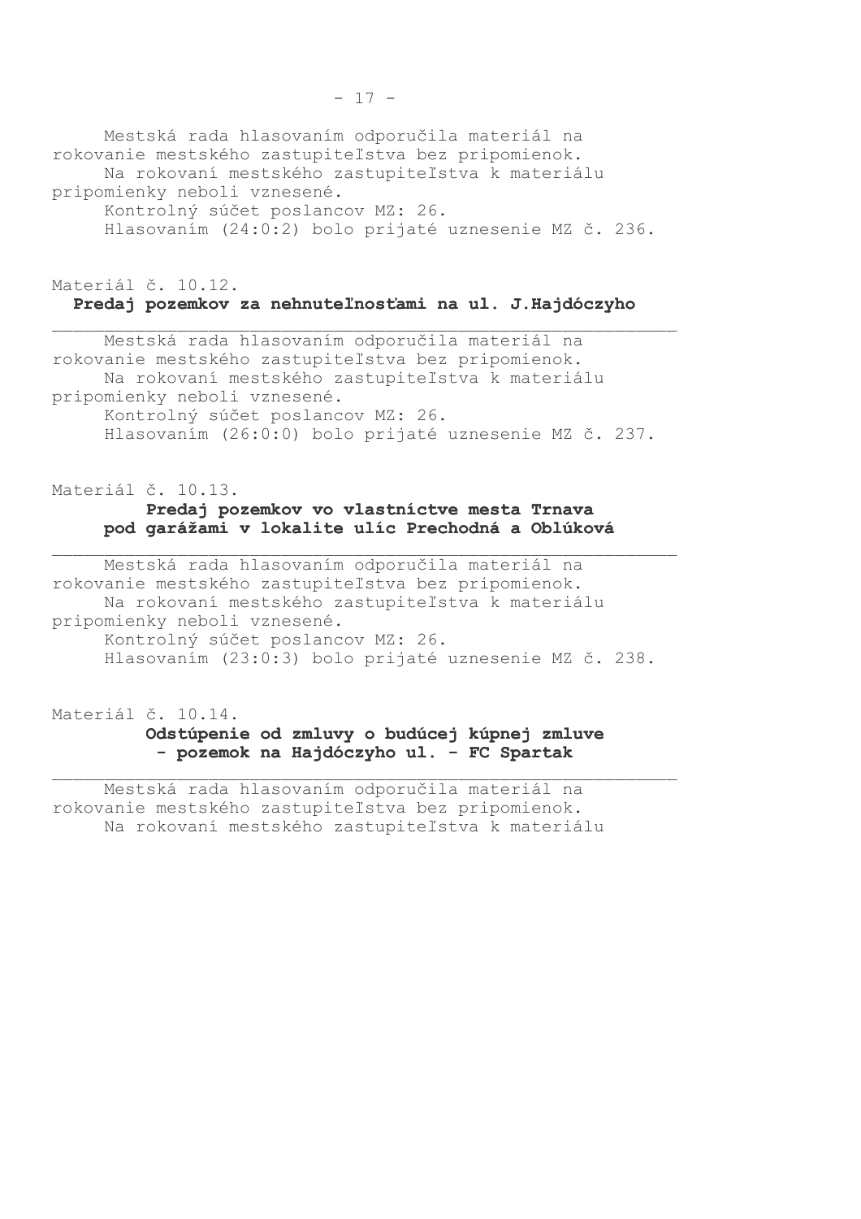Mestská rada hlasovaním odporučila materiál na rokovanie mestského zastupiteľstva bez pripomienok.

Na rokovaní mestského zastupiteľstva k materiálu pripomienky neboli vznesené.

Kontrolný súčet poslancov MZ: 26.

Hlasovaním (24:0:2) bolo prijaté uznesenie MZ č. 236.

Materiál č. 10.12.

**Predaj pozemkov za nehnuteľnosťami na ul. J.Hajdóczyho**

---

Mestská rada hlasovaním odporučila materiál na rokovanie mestského zastupiteľstva bez pripomienok.

Na rokovaní mestského zastupiteľstva k materiálu pripomienky neboli vznesené.

Kontrolný súčet poslancov MZ: 26.

Hlasovaním (26:0:0) bolo prijaté uznesenie MZ č. 237.

Materiál č. 10.13.

**Predaj pozemkov vo vlastníctve mesta Trnava pod garážami v lokalite ulíc Prechodná a Oblúková**

---

Mestská rada hlasovaním odporučila materiál na rokovanie mestského zastupiteľstva bez pripomienok.

Na rokovaní mestského zastupiteľstva k materiálu pripomienky neboli vznesené.

Kontrolný súčet poslancov MZ: 26.

Hlasovaním (23:0:3) bolo prijaté uznesenie MZ č. 238.

Materiál č. 10.14.

**Odstúpenie od zmluvy o budúcej kúpnej zmluve - pozemok na Hajdóczyho ul. - FC Spartak**

---

Mestská rada hlasovaním odporučila materiál na rokovanie mestského zastupiteľstva bez pripomienok.

Na rokovaní mestského zastupiteľstva k materiálu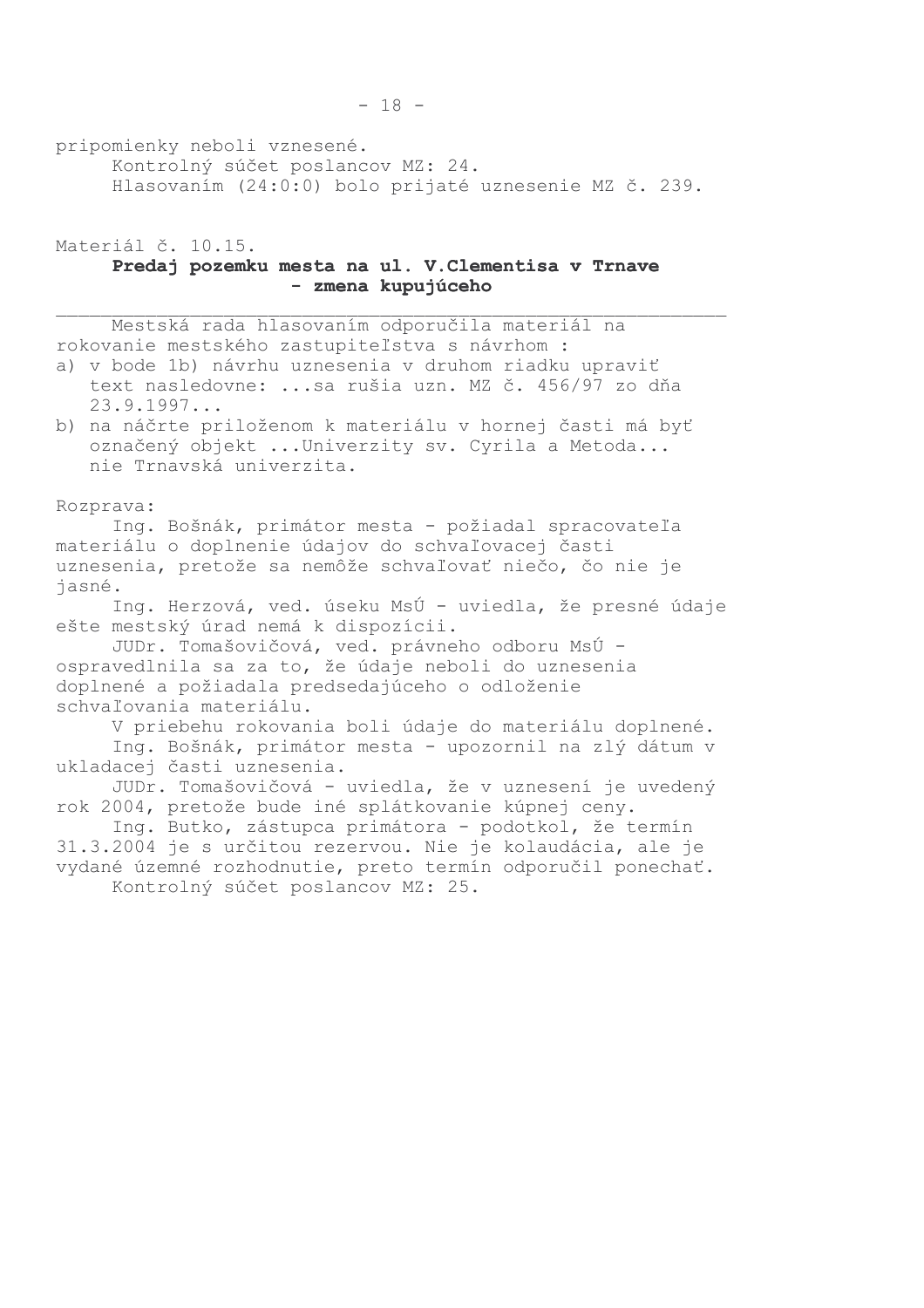pripomienky neboli vznesené.

Kontrolný súčet poslancov MZ: 24.

Hlasovaním (24:0:0) bolo prijaté uznesenie MZ č. 239.

Materiál č. 10.15.

**Predaj pozemku mesta na ul. V.Clementisa v Trnave - zmena kupujúceho**

---

Mestská rada hlasovaním odporučila materiál na rokovanie mestského zastupiteľstva s návrhom :

a) v bode 1b) návrhu uznesenia v druhom riadku upraviť text nasledovne: ...sa rušia uzn. MZ č. 456/97 zo dňa 23.9.1997...

b) na náčrte priloženom k materiálu v hornej časti má byť označený objekt ...Univerzity sv. Cyrila a Metoda... nie Trnavská univerzita.

Rozprava:

Ing. Bošnák, primátor mesta - požiadal spracovateľa materiálu o doplnenie údajov do schvaľovacej časti uznesenia, pretože sa nemôže schvaľovať niečo, čo nie je jasné.

Ing. Herzová, ved. úseku MsÚ - uviedla, že presné údaje ešte mestský úrad nemá k dispozícii.

JUDr. Tomašovičová, ved. právneho odboru MsÚ - ospravedlnila sa za to, že údaje neboli do uznesenia doplnené a požiadala predsedajúceho o odloženie schvaľovania materiálu.

V priebehu rokovania boli údaje do materiálu doplnené.

Ing. Bošnák, primátor mesta - upozornil na zlý dátum v ukladacej časti uznesenia.

JUDr. Tomašovičová - uviedla, že v uznesení je uvedený rok 2004, pretože bude iné splátkovanie kúpnej ceny.

Ing. Butko, zástupca primátora - podotkol, že termín 31.3.2004 je s určitou rezervou. Nie je kolaudácia, ale je vydané územné rozhodnutie, preto termín odporučil ponechať.

Kontrolný súčet poslancov MZ: 25.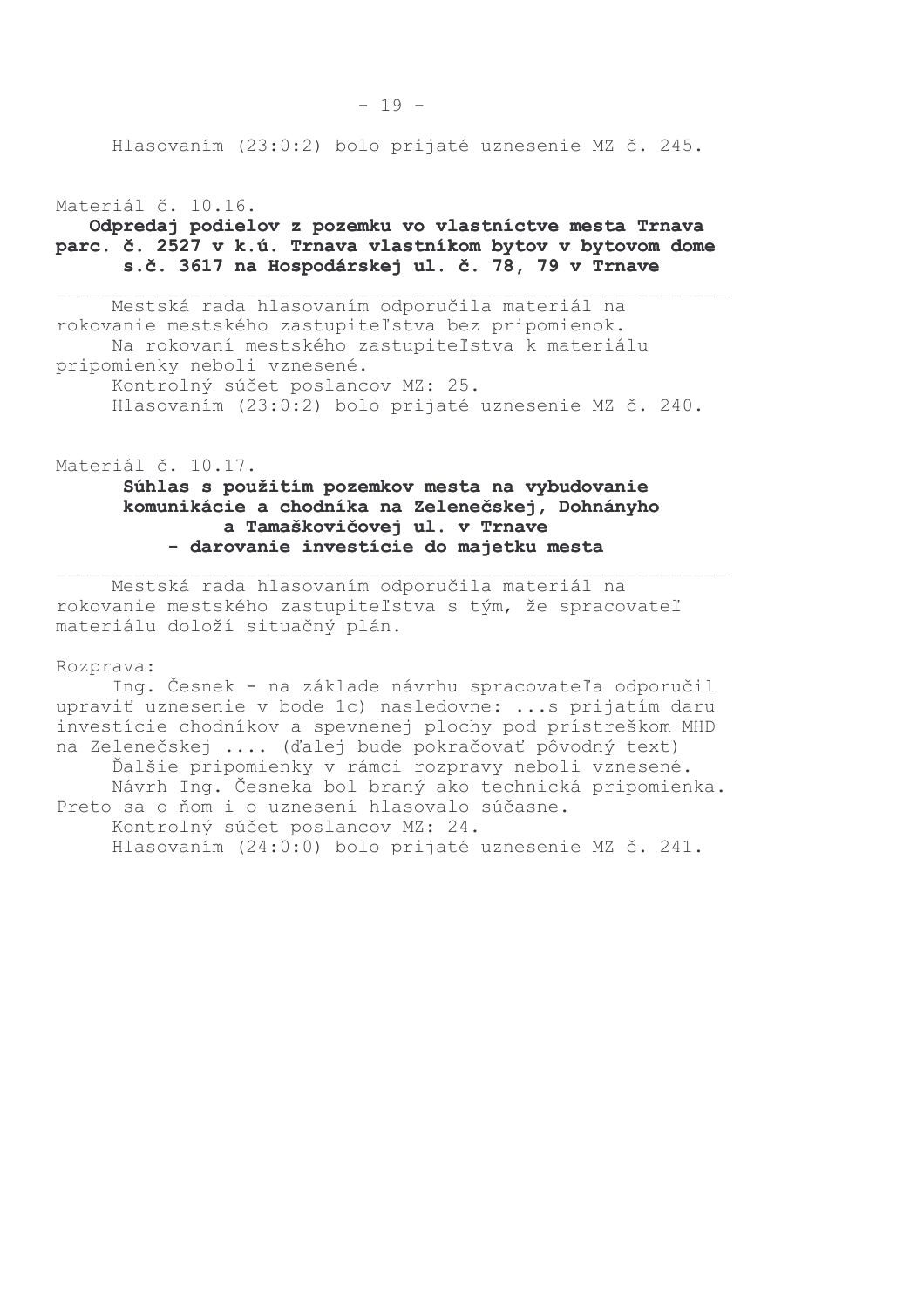Hlasovaním (23:0:2) bolo prijaté uznesenie MZ č. 245.

Materiál č. 10.16.

**Odpredaj podielov z pozemku vo vlastníctve mesta Trnava parc. č. 2527 v k.ú. Trnava vlastníkom bytov v bytovom dome s.č. 3617 na Hospodárskej ul. č. 78, 79 v Trnave**

---

Mestská rada hlasovaním odporučila materiál na rokovanie mestského zastupiteľstva bez pripomienok.

Na rokovaní mestského zastupiteľstva k materiálu pripomienky neboli vznesené.

Kontrolný súčet poslancov MZ: 25.

Hlasovaním (23:0:2) bolo prijaté uznesenie MZ č. 240.

Materiál č. 10.17.

**Súhlas s použitím pozemkov mesta na vybudovanie komunikácie a chodníka na Zelenečskej, Dohnányho a Tamaškovičovej ul. v Trnave - darovanie investície do majetku mesta**

---

Mestská rada hlasovaním odporučila materiál na rokovanie mestského zastupiteľstva s tým, že spracovateľ materiálu doloží situačný plán.

Rozprava:

Ing. Česnek - na základe návrhu spracovateľa odporučil upraviť uznesenie v bode 1c) nasledovne: ...s prijatím daru investície chodníkov a spevnenej plochy pod prístreškom MHD na Zelenečskej .... (ďalej bude pokračovať pôvodný text)

Ďalšie pripomienky v rámci rozpravy neboli vznesené.

Návrh Ing. Česneka bol braný ako technická pripomienka. Preto sa o ňom i o uznesení hlasovalo súčasne.

Kontrolný súčet poslancov MZ: 24.

Hlasovaním (24:0:0) bolo prijaté uznesenie MZ č. 241.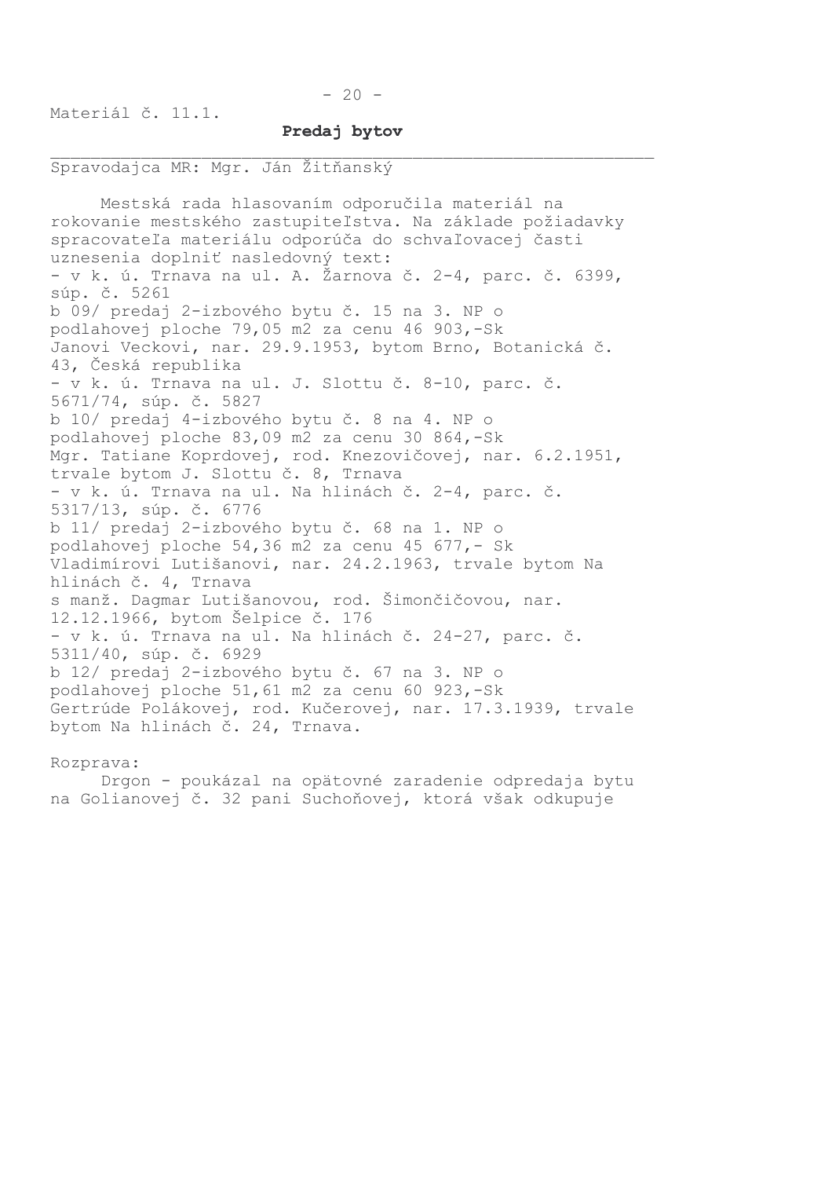Materiál č. 11.1.

**Predaj bytov**

Spravodajca MR: Mgr. Ján Žitňanský

Mestská rada hlasovaním odporučila materiál na rokovanie mestského zastupiteľstva. Na základe požiadavky spracovateľa materiálu odporúča do schvaľovacej časti uznesenia doplniť nasledovný text:

- v k. ú. Trnava na ul. A. Žarnova č. 2-4, parc. č. 6399, súp. č. 5261

b 09/ predaj 2-izbového bytu č. 15 na 3. NP o podlahovej ploche 79,05 m2 za cenu 46 903,-Sk Janovi Veckovi, nar. 29.9.1953, bytom Brno, Botanická č. 43, Česká republika

- v k. ú. Trnava na ul. J. Slottu č. 8-10, parc. č. 5671/74, súp. č. 5827

b 10/ predaj 4-izbového bytu č. 8 na 4. NP o podlahovej ploche 83,09 m2 za cenu 30 864,-Sk Mgr. Tatiane Koprdovej, rod. Knezovičovej, nar. 6.2.1951, trvale bytom J. Slottu č. 8, Trnava

- v k. ú. Trnava na ul. Na hlinách č. 2-4, parc. č. 5317/13, súp. č. 6776

b 11/ predaj 2-izbového bytu č. 68 na 1. NP o podlahovej ploche 54,36 m2 za cenu 45 677,- Sk Vladimírovi Lutišanovi, nar. 24.2.1963, trvale bytom Na hlinách č. 4, Trnava
s manž. Dagmar Lutišanovou, rod. Šimončičovou, nar. 12.12.1966, bytom Šelpice č. 176

- v k. ú. Trnava na ul. Na hlinách č. 24-27, parc. č. 5311/40, súp. č. 6929

b 12/ predaj 2-izbového bytu č. 67 na 3. NP o podlahovej ploche 51,61 m2 za cenu 60 923,-Sk Gertrúde Polákovej, rod. Kučerovej, nar. 17.3.1939, trvale bytom Na hlinách č. 24, Trnava.

Rozprava:

Drgon - poukázal na opätovné zaradenie odpredaja bytu na Golianovej č. 32 pani Suchoňovej, ktorá však odkupuje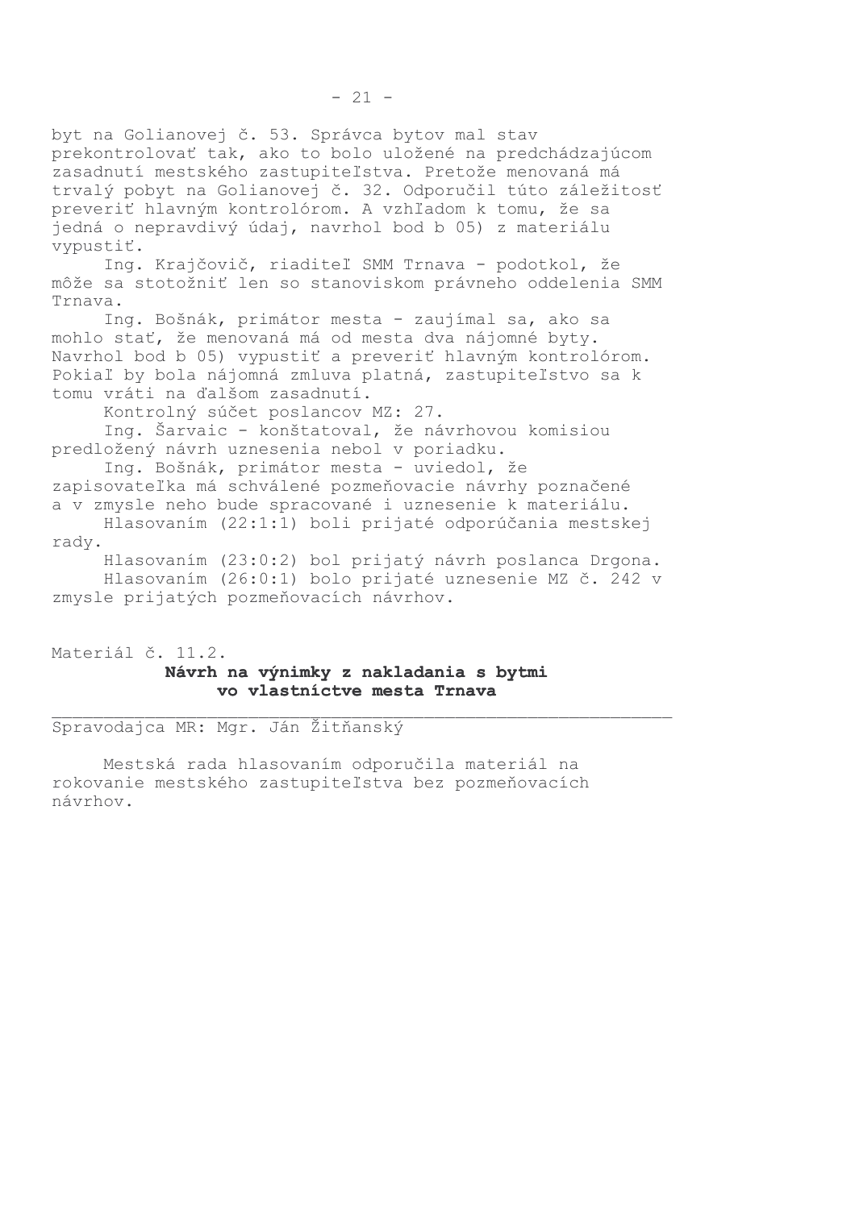byt na Golianovej č. 53. Správca bytov mal stav prekontrolovať tak, ako to bolo uložené na predchádzajúcom zasadnutí mestského zastupiteľstva. Pretože menovaná má trvalý pobyt na Golianovej č. 32. Odporučil túto záležitosť preveriť hlavným kontrolórom. A vzhľadom k tomu, že sa jedná o nepravdivý údaj, navrhol bod b 05) z materiálu vypustiť.

Ing. Krajčovič, riaditeľ SMM Trnava - podotkol, že môže sa stotožniť len so stanoviskom právneho oddelenia SMM Trnava.

Ing. Bošnák, primátor mesta - zaujímal sa, ako sa mohlo stať, že menovaná má od mesta dva nájomné byty. Navrhol bod b 05) vypustiť a preveriť hlavným kontrolórom. Pokiaľ by bola nájomná zmluva platná, zastupiteľstvo sa k tomu vráti na ďalšom zasadnutí.

Kontrolný súčet poslancov MZ: 27.

Ing. Šarvaic - konštatoval, že návrhovou komisiou predložený návrh uznesenia nebol v poriadku.

Ing. Bošnák, primátor mesta - uviedol, že zapisovateľka má schválené pozmeňovacie návrhy poznačené a v zmysle neho bude spracované i uznesenie k materiálu.

Hlasovaním (22:1:1) boli prijaté odporúčania mestskej rady.

Hlasovaním (23:0:2) bol prijatý návrh poslanca Drgona.

Hlasovaním (26:0:1) bolo prijaté uznesenie MZ č. 242 v zmysle prijatých pozmeňovacích návrhov.

Materiál č. 11.2.

**Návrh na výnimky z nakladania s bytmi vo vlastníctve mesta Trnava**

---

Spravodajca MR: Mgr. Ján Žitňanský

Mestská rada hlasovaním odporučila materiál na rokovanie mestského zastupiteľstva bez pozmeňovacích návrhov.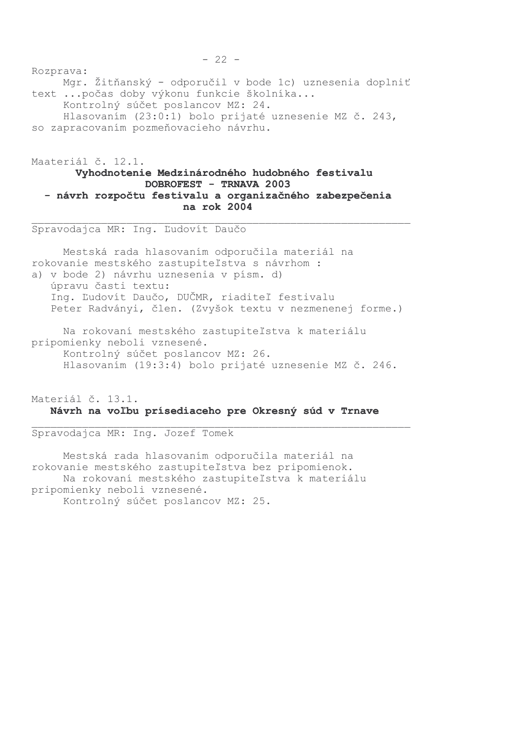Rozprava:

Mgr. Žitňanský - odporučil v bode 1c) uznesenia doplniť text ...počas doby výkonu funkcie školníka...

Kontrolný súčet poslancov MZ: 24.

Hlasovaním (23:0:1) bolo prijaté uznesenie MZ č. 243, so zapracovaním pozmeňovacieho návrhu.

Maateriál č. 12.1.

**Vyhodnotenie Medzinárodného hudobného festivalu DOBROFEST - TRNAVA 2003 - návrh rozpočtu festivalu a organizačného zabezpečenia na rok 2004**

---

Spravodajca MR: Ing. Ľudovít Daučo

Mestská rada hlasovaním odporučila materiál na rokovanie mestského zastupiteľstva s návrhom :

a) v bode 2) návrhu uznesenia v písm. d)
   úpravu časti textu:
   Ing. Ľudovít Daučo, DUČMR, riaditeľ festivalu
   Peter Radványi, člen. (Zvyšok textu v nezmenenej forme.)

Na rokovaní mestského zastupiteľstva k materiálu pripomienky neboli vznesené.

Kontrolný súčet poslancov MZ: 26.

Hlasovaním (19:3:4) bolo prijaté uznesenie MZ č. 246.

Materiál č. 13.1.

**Návrh na voľbu prísediaceho pre Okresný súd v Trnave**

---

Spravodajca MR: Ing. Jozef Tomek

Mestská rada hlasovaním odporučila materiál na rokovanie mestského zastupiteľstva bez pripomienok.

Na rokovaní mestského zastupiteľstva k materiálu pripomienky neboli vznesené.

Kontrolný súčet poslancov MZ: 25.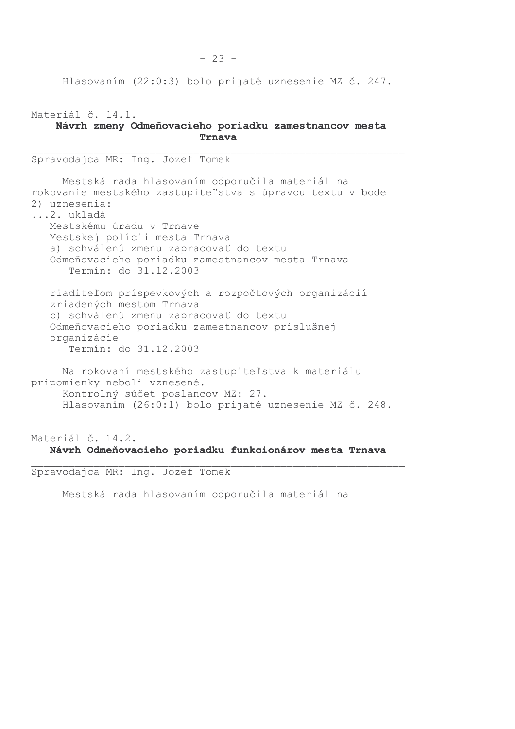Hlasovaním (22:0:3) bolo prijaté uznesenie MZ č. 247.

Materiál č. 14.1.

**Návrh zmeny Odmeňovacieho poriadku zamestnancov mesta Trnava**

Spravodajca MR: Ing. Jozef Tomek

Mestská rada hlasovaním odporučila materiál na rokovanie mestského zastupiteľstva s úpravou textu v bode 2) uznesenia:

...2. ukladá

Mestskému úradu v Trnave
Mestskej polícii mesta Trnava
a) schválenú zmenu zapracovať do textu Odmeňovacieho poriadku zamestnancov mesta Trnava
Termín: do 31.12.2003

riaditeľom príspevkových a rozpočtových organizácií zriadených mestom Trnava
b) schválenú zmenu zapracovať do textu Odmeňovacieho poriadku zamestnancov príslušnej organizácie
Termín: do 31.12.2003

Na rokovaní mestského zastupiteľstva k materiálu pripomienky neboli vznesené.
Kontrolný súčet poslancov MZ: 27.
Hlasovaním (26:0:1) bolo prijaté uznesenie MZ č. 248.

Materiál č. 14.2.

**Návrh Odmeňovacieho poriadku funkcionárov mesta Trnava**

Spravodajca MR: Ing. Jozef Tomek

Mestská rada hlasovaním odporučila materiál na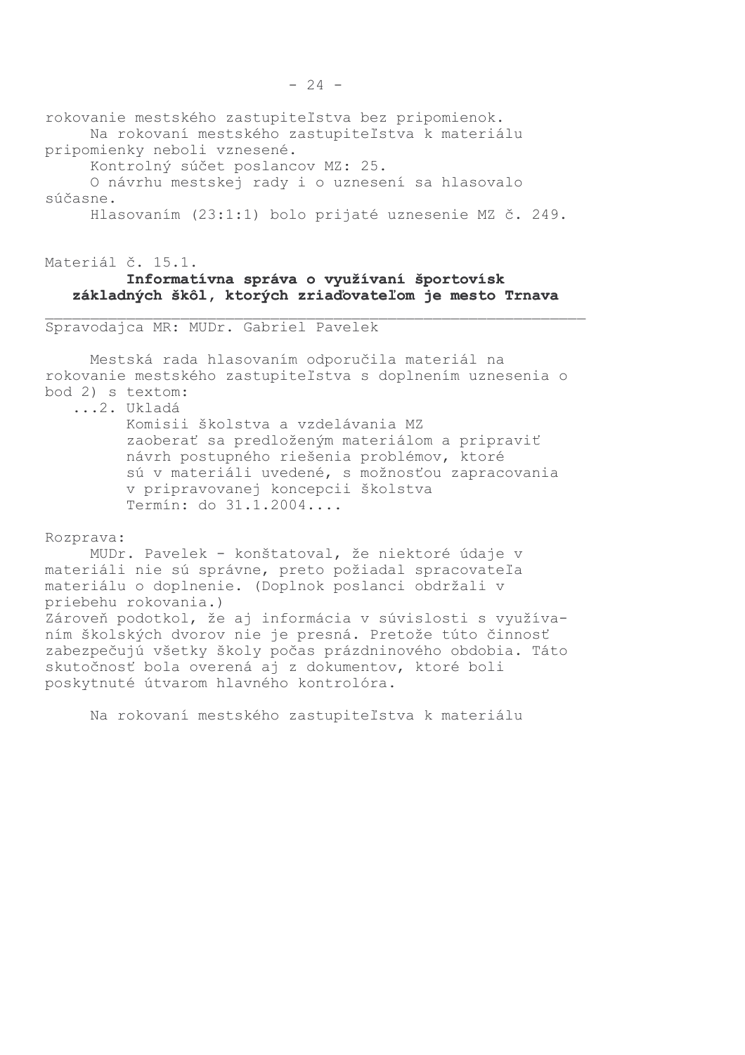rokovanie mestského zastupiteľstva bez pripomienok.

Na rokovaní mestského zastupiteľstva k materiálu pripomienky neboli vznesené.

Kontrolný súčet poslancov MZ: 25.

O návrhu mestskej rady i o uznesení sa hlasovalo súčasne.

Hlasovaním (23:1:1) bolo prijaté uznesenie MZ č. 249.

Materiál č. 15.1.

**Informatívna správa o využívaní športovísk základných škôl, ktorých zriaďovateľom je mesto Trnava**

---

Spravodajca MR: MUDr. Gabriel Pavelek

Mestská rada hlasovaním odporučila materiál na rokovanie mestského zastupiteľstva s doplnením uznesenia o bod 2) s textom:

...2. Ukladá
Komisii školstva a vzdelávania MZ
zaoberať sa predloženým materiálom a pripraviť návrh postupného riešenia problémov, ktoré sú v materiáli uvedené, s možnosťou zapracovania v pripravovanej koncepcii školstva
Termín: do 31.1.2004....

Rozprava:

MUDr. Pavelek - konštatoval, že niektoré údaje v materiáli nie sú správne, preto požiadal spracovateľa materiálu o doplnenie. (Doplnok poslanci obdržali v priebehu rokovania.)
Zároveň podotkol, že aj informácia v súvislosti s využívaním školských dvorov nie je presná. Pretože túto činnosť zabezpečujú všetky školy počas prázdninového obdobia. Táto skutočnosť bola overená aj z dokumentov, ktoré boli poskytnuté útvarom hlavného kontrolóra.

Na rokovaní mestského zastupiteľstva k materiálu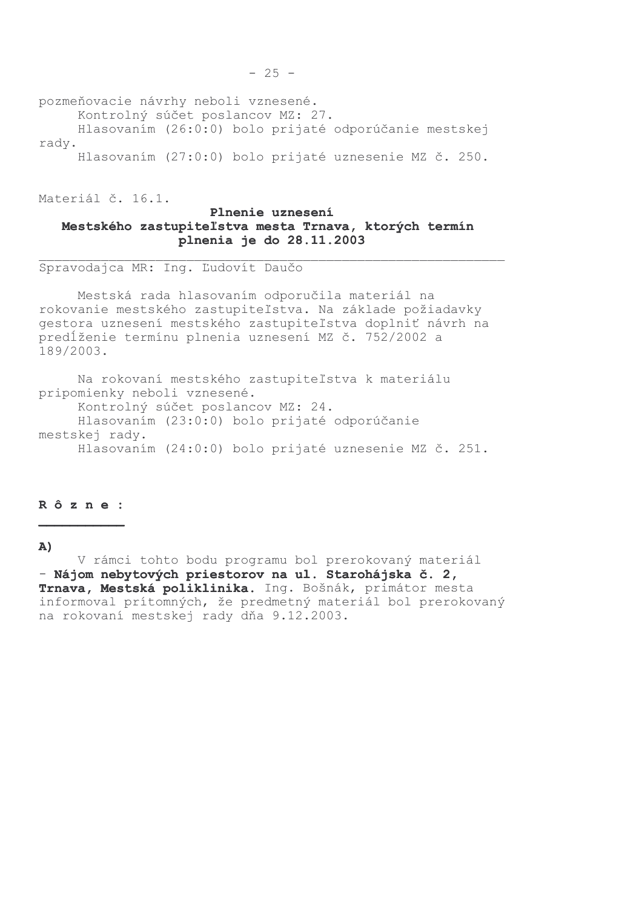pozmeňovacie návrhy neboli vznesené.

Kontrolný súčet poslancov MZ: 27.

Hlasovaním (26:0:0) bolo prijaté odporúčanie mestskej rady.

Hlasovaním (27:0:0) bolo prijaté uznesenie MZ č. 250.

Materiál č. 16.1.

**Plnenie uznesení Mestského zastupiteľstva mesta Trnava, ktorých termín plnenia je do 28.11.2003**

Spravodajca MR: Ing. Ľudovít Daučo

Mestská rada hlasovaním odporučila materiál na rokovanie mestského zastupiteľstva. Na základe požiadavky gestora uznesení mestského zastupiteľstva doplniť návrh na predĺženie termínu plnenia uznesení MZ č. 752/2002 a 189/2003.

Na rokovaní mestského zastupiteľstva k materiálu pripomienky neboli vznesené.

Kontrolný súčet poslancov MZ: 24.

Hlasovaním (23:0:0) bolo prijaté odporúčanie mestskej rady.

Hlasovaním (24:0:0) bolo prijaté uznesenie MZ č. 251.

**R ô z n e :**

**A)**

V rámci tohto bodu programu bol prerokovaný materiál - **Nájom nebytových priestorov na ul. Starohájska č. 2, Trnava, Mestská poliklinika.** Ing. Bošnák, primátor mesta informoval prítomných, že predmetný materiál bol prerokovaný na rokovaní mestskej rady dňa 9.12.2003.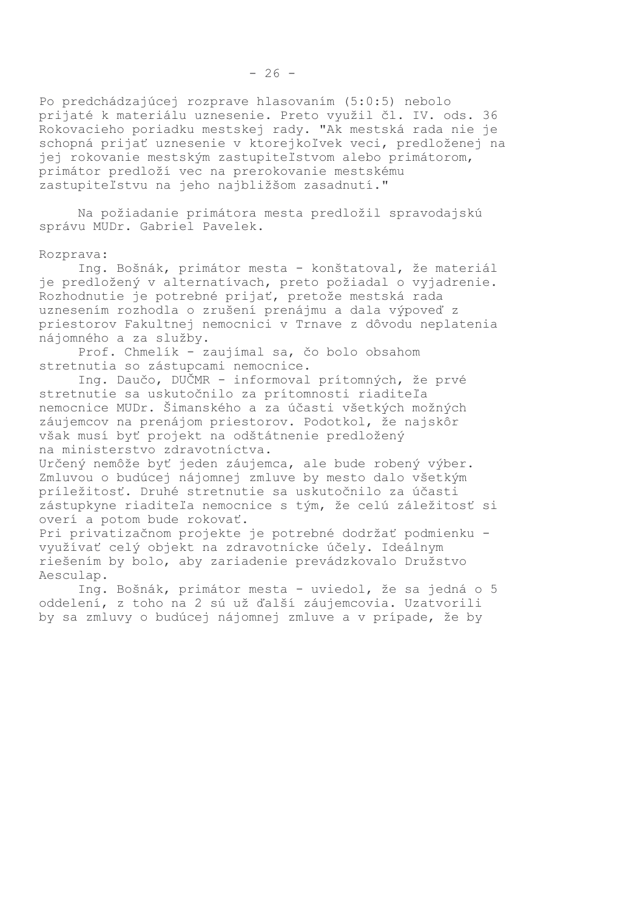Po predchádzajúcej rozprave hlasovaním (5:0:5) nebolo prijaté k materiálu uznesenie. Preto využil čl. IV. ods. 36 Rokovacieho poriadku mestskej rady. "Ak mestská rada nie je schopná prijať uznesenie v ktorejkoľvek veci, predloženej na jej rokovanie mestským zastupiteľstvom alebo primátorom, primátor predloží vec na prerokovanie mestskému zastupiteľstvu na jeho najbližšom zasadnutí."

Na požiadanie primátora mesta predložil spravodajskú správu MUDr. Gabriel Pavelek.

Rozprava:

Ing. Bošnák, primátor mesta - konštatoval, že materiál je predložený v alternatívach, preto požiadal o vyjadrenie. Rozhodnutie je potrebné prijať, pretože mestská rada uznesením rozhodla o zrušení prenájmu a dala výpoveď z priestorov Fakultnej nemocnici v Trnave z dôvodu neplatenia nájomného a za služby.

Prof. Chmelík - zaujímal sa, čo bolo obsahom stretnutia so zástupcami nemocnice.

Ing. Daučo, DUČMR - informoval prítomných, že prvé stretnutie sa uskutočnilo za prítomnosti riaditeľa nemocnice MUDr. Šimanského a za účasti všetkých možných záujemcov na prenájom priestorov. Podotkol, že najskôr však musí byť projekt na odštátnenie predložený na ministerstvo zdravotníctva.
Určený nemôže byť jeden záujemca, ale bude robený výber. Zmluvou o budúcej nájomnej zmluve by mesto dalo všetkým príležitosť. Druhé stretnutie sa uskutočnilo za účasti zástupkyne riaditeľa nemocnice s tým, že celú záležitosť si overí a potom bude rokovať.
Pri privatizačnom projekte je potrebné dodržať podmienku - využívať celý objekt na zdravotnícke účely. Ideálnym riešením by bolo, aby zariadenie prevádzkovalo Družstvo Aesculap.

Ing. Bošnák, primátor mesta - uviedol, že sa jedná o 5 oddelení, z toho na 2 sú už ďalší záujemcovia. Uzatvorili by sa zmluvy o budúcej nájomnej zmluve a v prípade, že by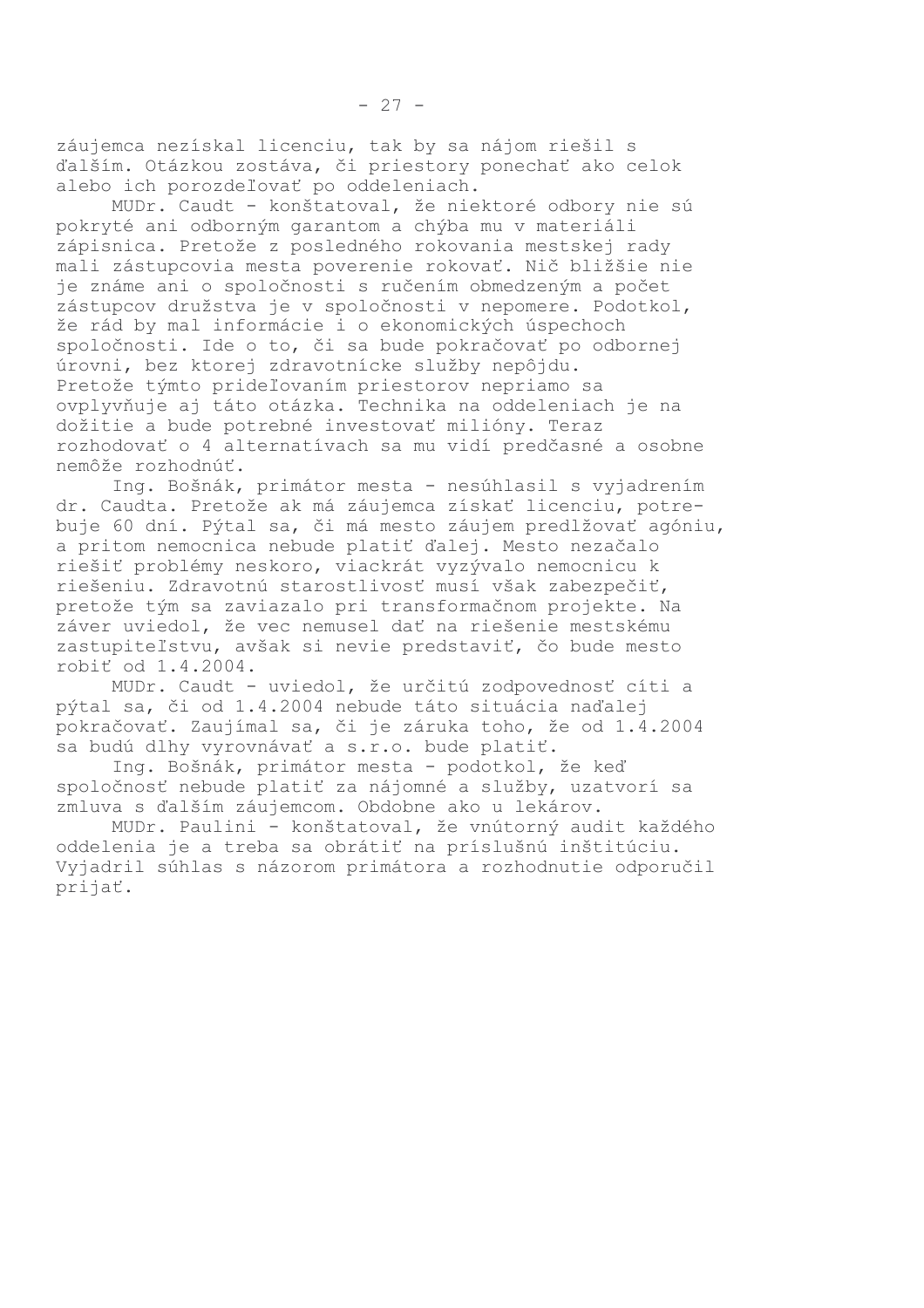záujemca nezískal licenciu, tak by sa nájom riešil s ďalším. Otázkou zostáva, či priestory ponechať ako celok alebo ich porozdeľovať po oddeleniach.

MUDr. Caudt - konštatoval, že niektoré odbory nie sú pokryté ani odborným garantom a chýba mu v materiáli zápisnica. Pretože z posledného rokovania mestskej rady mali zástupcovia mesta poverenie rokovať. Nič bližšie nie je známe ani o spoločnosti s ručením obmedzeným a počet zástupcov družstva je v spoločnosti v nepomere. Podotkol, že rád by mal informácie i o ekonomických úspechoch spoločnosti. Ide o to, či sa bude pokračovať po odbornej úrovni, bez ktorej zdravotnícke služby nepôjdu. Pretože týmto prideľovaním priestorov nepriamo sa ovplyvňuje aj táto otázka. Technika na oddeleniach je na dožitie a bude potrebné investovať milióny. Teraz rozhodovať o 4 alternatívach sa mu vidí predčasné a osobne nemôže rozhodnúť.

Ing. Bošnák, primátor mesta - nesúhlasil s vyjadrením dr. Caudta. Pretože ak má záujemca získať licenciu, potrebuje 60 dní. Pýtal sa, či má mesto záujem predlžovať agóniu, a pritom nemocnica nebude platiť ďalej. Mesto nezačalo riešiť problémy neskoro, viackrát vyzývalo nemocnicu k riešeniu. Zdravotnú starostlivosť musí však zabezpečiť, pretože tým sa zaviazalo pri transformačnom projekte. Na záver uviedol, že vec nemusel dať na riešenie mestskému zastupiteľstvu, avšak si nevie predstaviť, čo bude mesto robiť od 1.4.2004.

MUDr. Caudt - uviedol, že určitú zodpovednosť cíti a pýtal sa, či od 1.4.2004 nebude táto situácia naďalej pokračovať. Zaujímal sa, či je záruka toho, že od 1.4.2004 sa budú dlhy vyrovnávať a s.r.o. bude platiť.

Ing. Bošnák, primátor mesta - podotkol, že keď spoločnosť nebude platiť za nájomné a služby, uzatvorí sa zmluva s ďalším záujemcom. Obdobne ako u lekárov.

MUDr. Paulini - konštatoval, že vnútorný audit každého oddelenia je a treba sa obrátiť na príslušnú inštitúciu. Vyjadril súhlas s názorom primátora a rozhodnutie odporučil prijať.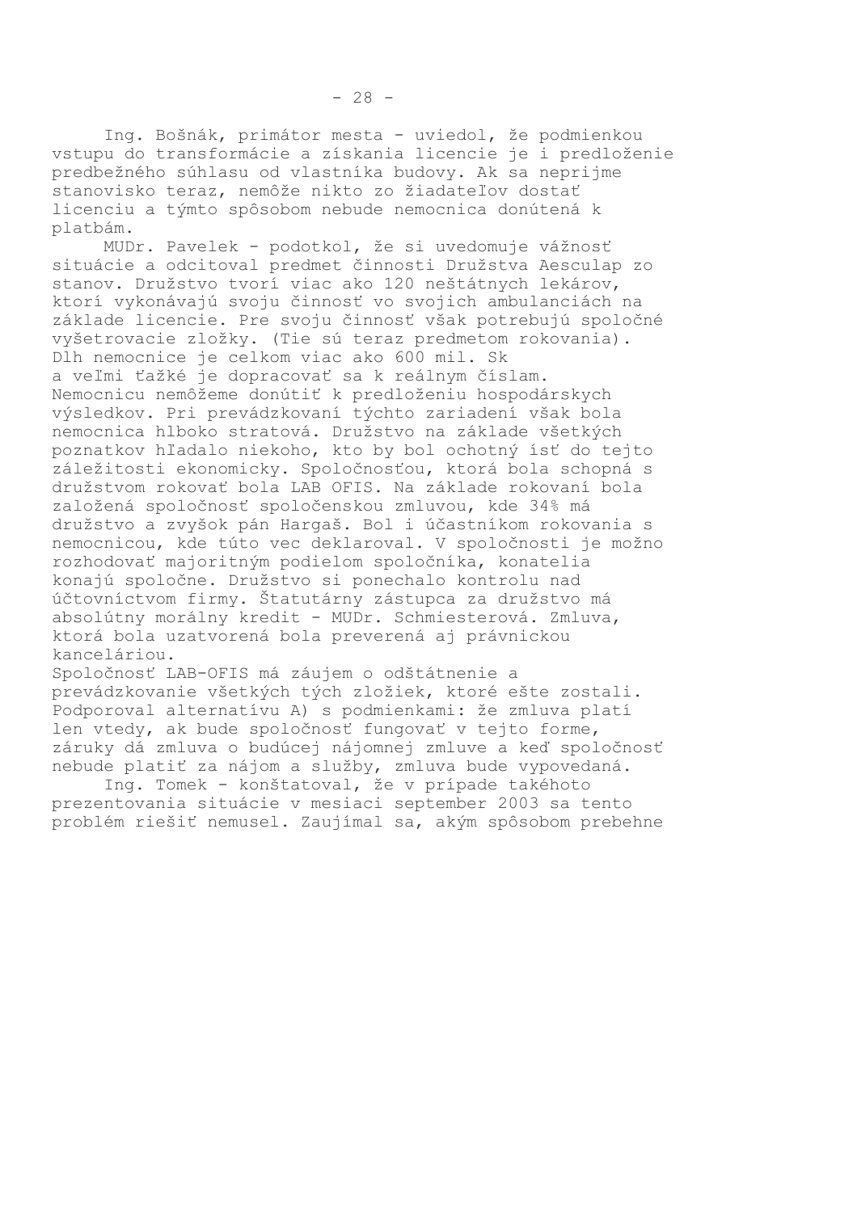Ing. Bošnák, primátor mesta - uviedol, že podmienkou vstupu do transformácie a získania licencie je i predloženie predbežného súhlasu od vlastníka budovy. Ak sa neprijme stanovisko teraz, nemôže nikto zo žiadateľov dostať licenciu a týmto spôsobom nebude nemocnica donútená k platbám.

MUDr. Pavelek - podotkol, že si uvedomuje vážnosť situácie a odcitoval predmet činnosti Družstva Aesculap zo stanov. Družstvo tvorí viac ako 120 neštátnych lekárov, ktorí vykonávajú svoju činnosť vo svojich ambulanciách na základe licencie. Pre svoju činnosť však potrebujú spoločné vyšetrovacie zložky. (Tie sú teraz predmetom rokovania). Dlh nemocnice je celkom viac ako 600 mil. Sk a veľmi ťažké je dopracovať sa k reálnym číslam. Nemocnicu nemôžeme donútiť k predloženiu hospodárskych výsledkov. Pri prevádzkovaní týchto zariadení však bola nemocnica hlboko stratová. Družstvo na základe všetkých poznatkov hľadalo niekoho, kto by bol ochotný ísť do tejto záležitosti ekonomicky. Spoločnosťou, ktorá bola schopná s družstvom rokovať bola LAB OFIS. Na základe rokovaní bola založená spoločnosť spoločenskou zmluvou, kde 34% má družstvo a zvyšok pán Hargaš. Bol i účastníkom rokovania s nemocnicou, kde túto vec deklaroval. V spoločnosti je možno rozhodovať majoritným podielom spoločníka, konatelia konajú spoločne. Družstvo si ponechalo kontrolu nad účtovníctvom firmy. Štatutárny zástupca za družstvo má absolútny morálny kredit - MUDr. Schmiesterová. Zmluva, ktorá bola uzatvorená bola preverená aj právnickou kanceláriou.
Spoločnosť LAB-OFIS má záujem o odštátnenie a prevádzkovanie všetkých tých zložiek, ktoré ešte zostali. Podporoval alternatívu A) s podmienkami: že zmluva platí len vtedy, ak bude spoločnosť fungovať v tejto forme, záruky dá zmluva o budúcej nájomnej zmluve a keď spoločnosť nebude platiť za nájom a služby, zmluva bude vypovedaná.

Ing. Tomek - konštatoval, že v prípade takéhoto prezentovania situácie v mesiaci september 2003 sa tento problém riešiť nemusel. Zaujímal sa, akým spôsobom prebehne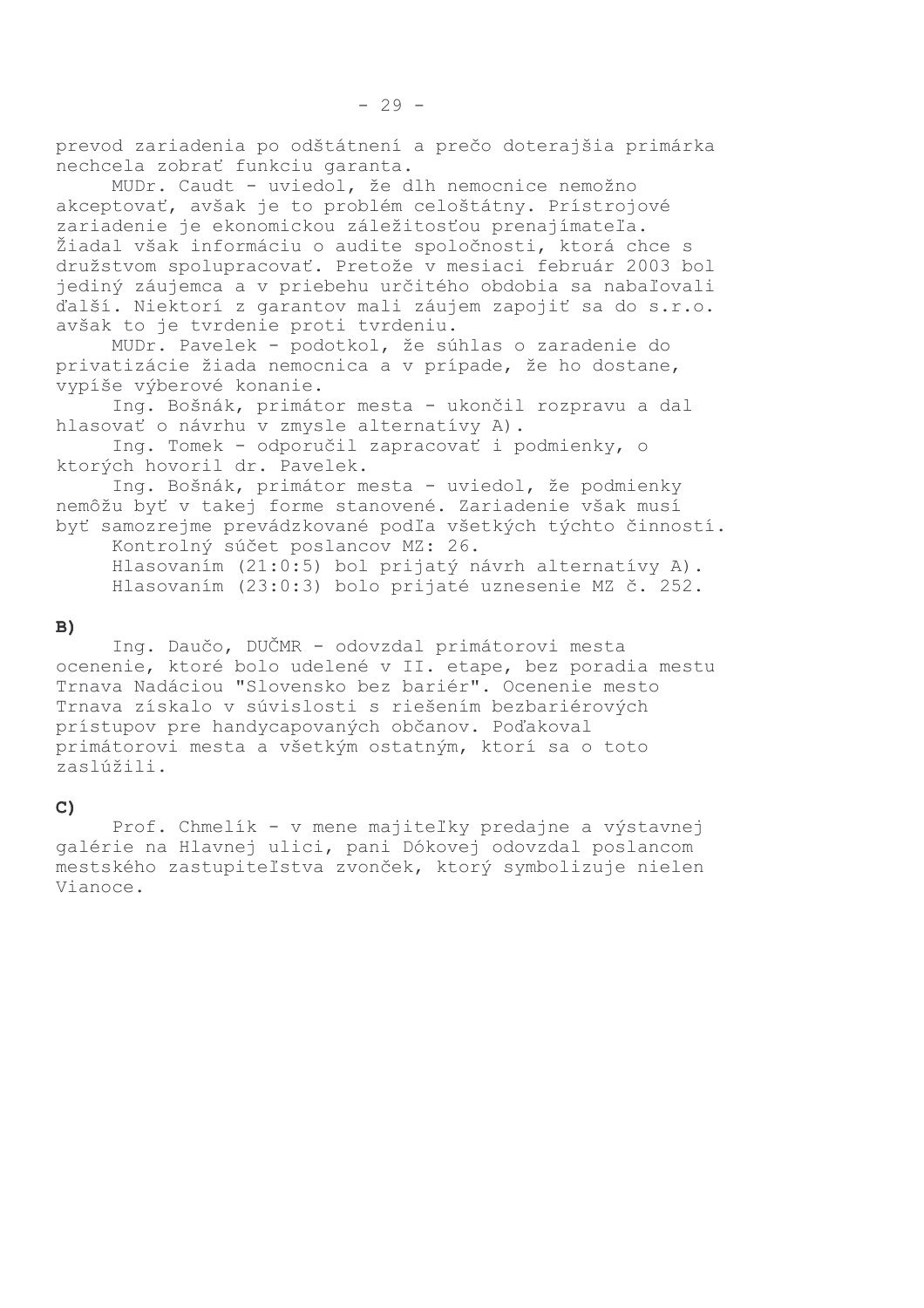prevod zariadenia po odštátnení a prečo doterajšia primárka nechcela zobrať funkciu garanta.

MUDr. Caudt - uviedol, že dlh nemocnice nemožno akceptovať, avšak je to problém celoštátny. Prístrojové zariadenie je ekonomickou záležitosťou prenajímateľa. Žiadal však informáciu o audite spoločnosti, ktorá chce s družstvom spolupracovať. Pretože v mesiaci február 2003 bol jediný záujemca a v priebehu určitého obdobia sa nabaľovali ďalší. Niektorí z garantov mali záujem zapojiť sa do s.r.o. avšak to je tvrdenie proti tvrdeniu.

MUDr. Pavelek - podotkol, že súhlas o zaradenie do privatizácie žiada nemocnica a v prípade, že ho dostane, vypíše výberové konanie.

Ing. Bošnák, primátor mesta - ukončil rozpravu a dal hlasovať o návrhu v zmysle alternatívy A).

Ing. Tomek - odporučil zapracovať i podmienky, o ktorých hovoril dr. Pavelek.

Ing. Bošnák, primátor mesta - uviedol, že podmienky nemôžu byť v takej forme stanovené. Zariadenie však musí byť samozrejme prevádzkované podľa všetkých týchto činností.

Kontrolný súčet poslancov MZ: 26.

Hlasovaním (21:0:5) bol prijatý návrh alternatívy A).

Hlasovaním (23:0:3) bolo prijaté uznesenie MZ č. 252.

**B)**

Ing. Daučo, DUČMR - odovzdal primátorovi mesta ocenenie, ktoré bolo udelené v II. etape, bez poradia mestu Trnava Nadáciou "Slovensko bez bariér". Ocenenie mesto Trnava získalo v súvislosti s riešením bezbariérových prístupov pre handycapovaných občanov. Poďakoval primátorovi mesta a všetkým ostatným, ktorí sa o toto zaslúžili.

**C)**

Prof. Chmelík - v mene majiteľky predajne a výstavnej galérie na Hlavnej ulici, pani Dókovej odovzdal poslancom mestského zastupiteľstva zvonček, ktorý symbolizuje nielen Vianoce.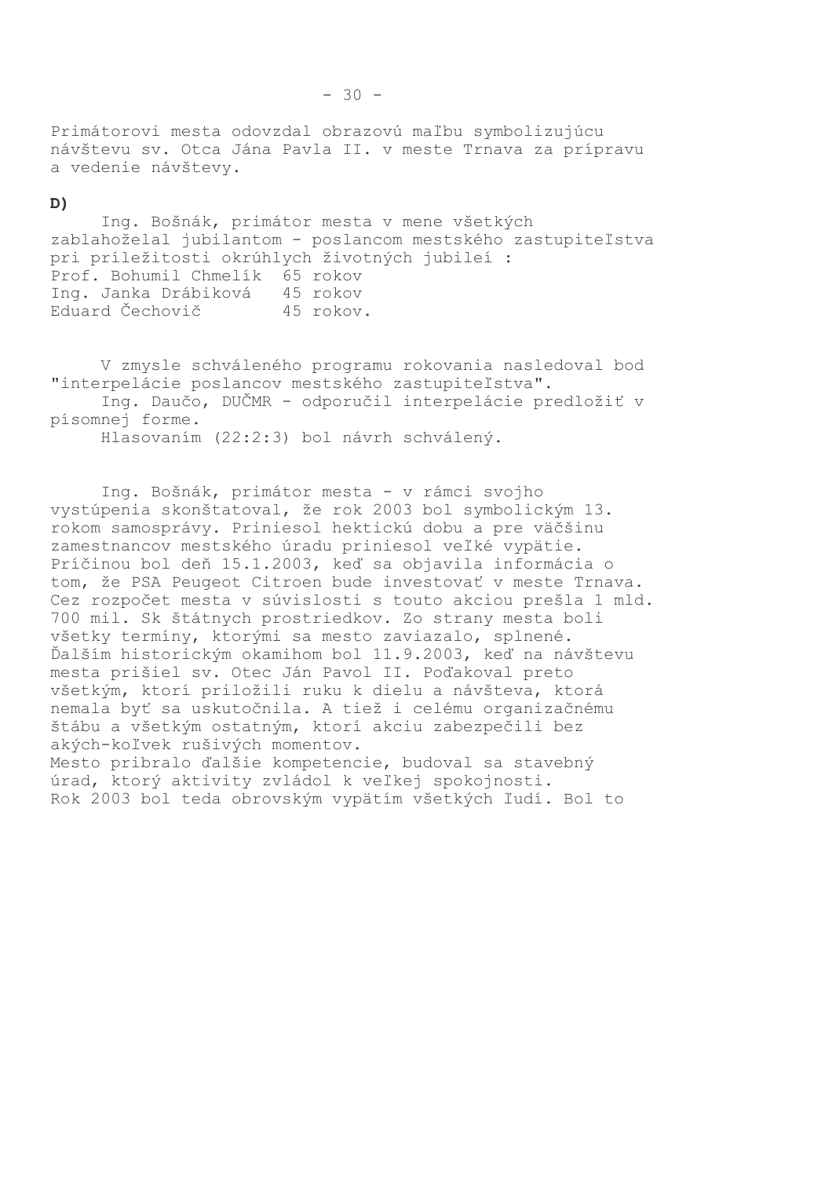Primátorovi mesta odovzdal obrazovú maľbu symbolizujúcu návštevu sv. Otca Jána Pavla II. v meste Trnava za prípravu a vedenie návštevy.

**D)**

Ing. Bošnák, primátor mesta v mene všetkých zablahoželal jubilantom - poslancom mestského zastupiteľstva pri príležitosti okrúhlych životných jubileí :

Prof. Bohumil Chmelík 65 rokov
Ing. Janka Drábiková 45 rokov
Eduard Čechovič 45 rokov.

V zmysle schváleného programu rokovania nasledoval bod "interpelácie poslancov mestského zastupiteľstva".

Ing. Daučo, DUČMR - odporučil interpelácie predložiť v písomnej forme.

Hlasovaním (22:2:3) bol návrh schválený.

Ing. Bošnák, primátor mesta - v rámci svojho vystúpenia skonštatoval, že rok 2003 bol symbolickým 13. rokom samosprávy. Priniesol hektickú dobu a pre väčšinu zamestnancov mestského úradu priniesol veľké vypätie. Príčinou bol deň 15.1.2003, keď sa objavila informácia o tom, že PSA Peugeot Citroen bude investovať v meste Trnava. Cez rozpočet mesta v súvislosti s touto akciou prešla 1 mld. 700 mil. Sk štátnych prostriedkov. Zo strany mesta boli všetky termíny, ktorými sa mesto zaviazalo, splnené. Ďalším historickým okamihom bol 11.9.2003, keď na návštevu mesta prišiel sv. Otec Ján Pavol II. Poďakoval preto všetkým, ktorí priložili ruku k dielu a návšteva, ktorá nemala byť sa uskutočnila. A tiež i celému organizačnému štábu a všetkým ostatným, ktorí akciu zabezpečili bez akých-koľvek rušivých momentov.
Mesto pribralo ďalšie kompetencie, budoval sa stavebný úrad, ktorý aktivity zvládol k veľkej spokojnosti.
Rok 2003 bol teda obrovským vypätím všetkých ľudí. Bol to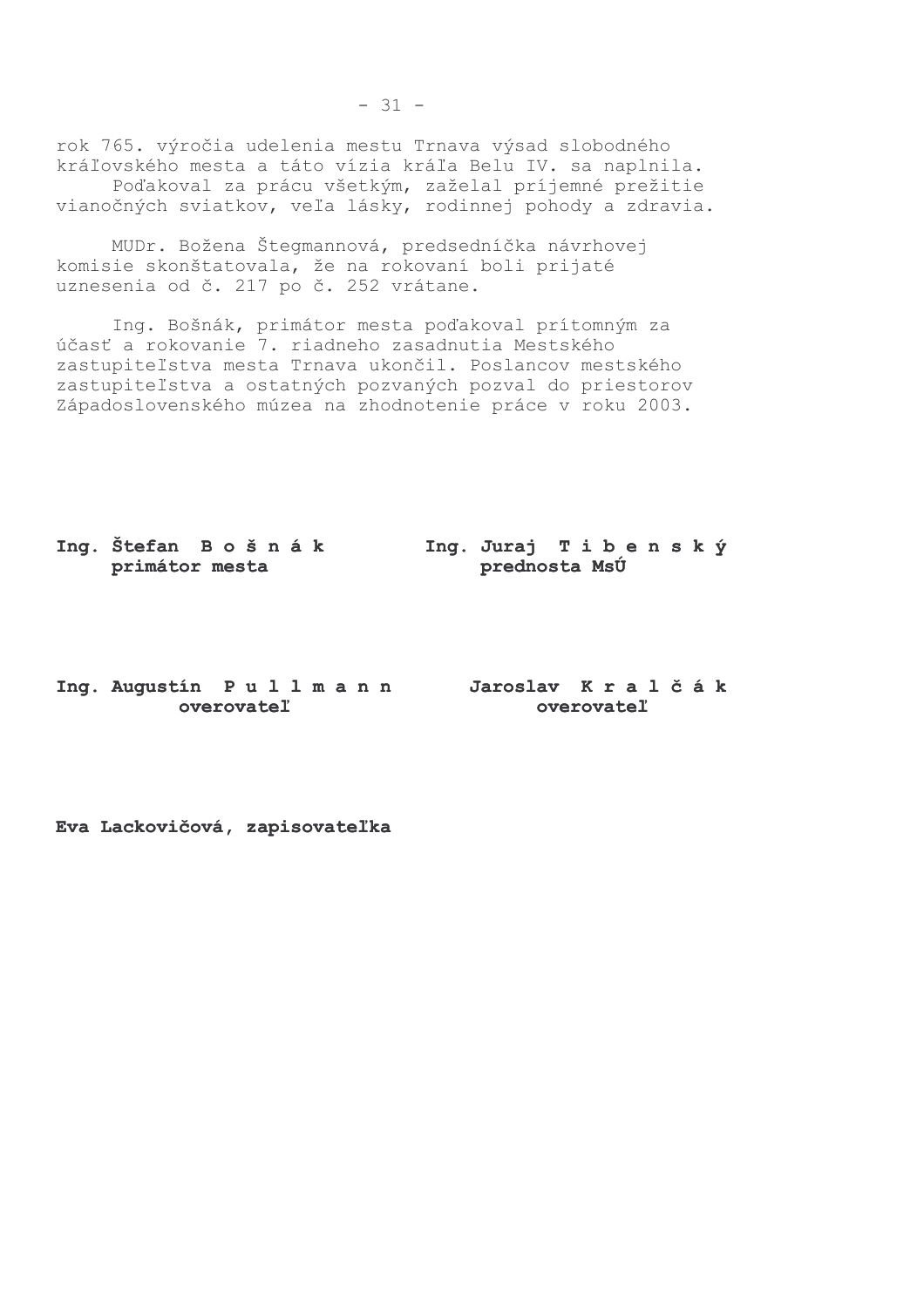rok 765. výročia udelenia mestu Trnava výsad slobodného kráľovského mesta a táto vízia kráľa Belu IV. sa naplnila.
Poďakoval za prácu všetkým, zaželal príjemné prežitie vianočných sviatkov, veľa lásky, rodinnej pohody a zdravia.

MUDr. Božena Štegmannová, predsedníčka návrhovej komisie skonštatovala, že na rokovaní boli prijaté uznesenia od č. 217 po č. 252 vrátane.

Ing. Bošnák, primátor mesta poďakoval prítomným za účasť a rokovanie 7. riadneho zasadnutia Mestského zastupiteľstva mesta Trnava ukončil. Poslancov mestského zastupiteľstva a ostatných pozvaných pozval do priestorov Západoslovenského múzea na zhodnotenie práce v roku 2003.

**Ing. Štefan B o š n á k**
**primátor mesta**

**Ing. Juraj T i b e n s k ý**
**prednosta MsÚ**

**Ing. Augustín P u l l m a n n**
**overovateľ**

**Jaroslav K r a l č á k**
**overovateľ**

**Eva Lackovičová, zapisovateľka**